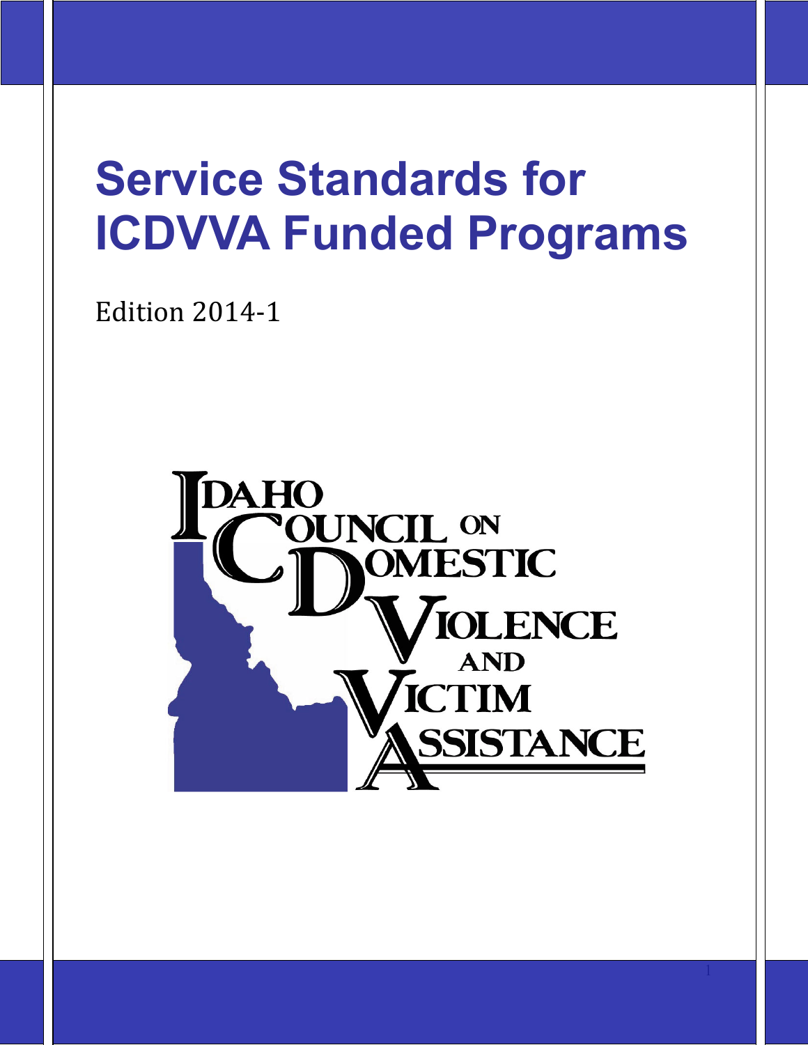# Service Standards for ICDVVA Funded Programs

Edition 2014-1

Idaho Council on Domestic Violence and Victim Assistance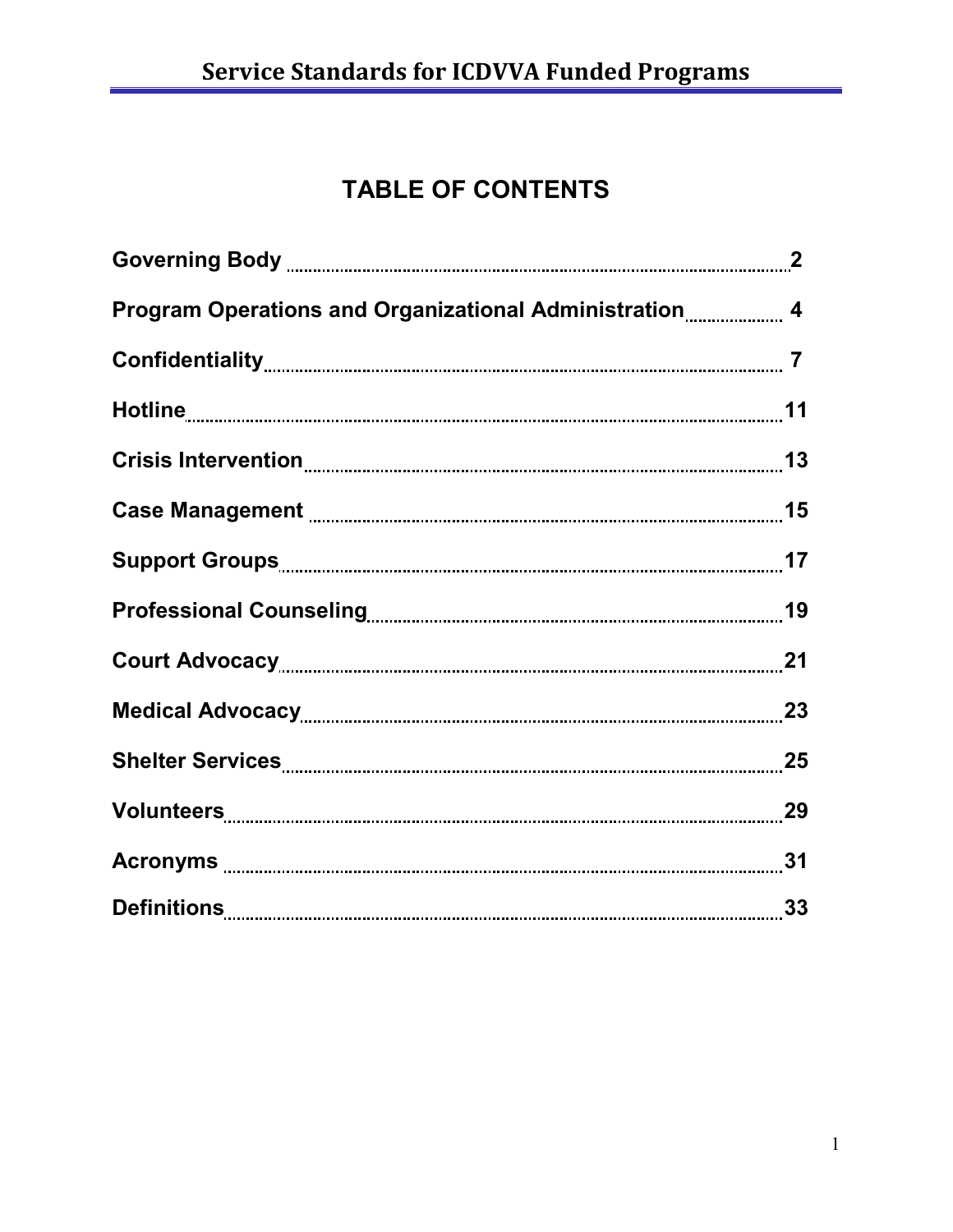# TABLE OF CONTENTS

| Section | Page |
| --- | --- |
| **Governing Body** | **2** |
| **Program Operations and Organizational Administration** | **4** |
| **Confidentiality** | **7** |
| **Hotline** | **11** |
| **Crisis Intervention** | **13** |
| **Case Management** | **15** |
| **Support Groups** | **17** |
| **Professional Counseling** | **19** |
| **Court Advocacy** | **21** |
| **Medical Advocacy** | **23** |
| **Shelter Services** | **25** |
| **Volunteers** | **29** |
| **Acronyms** | **31** |
| **Definitions** | **33** |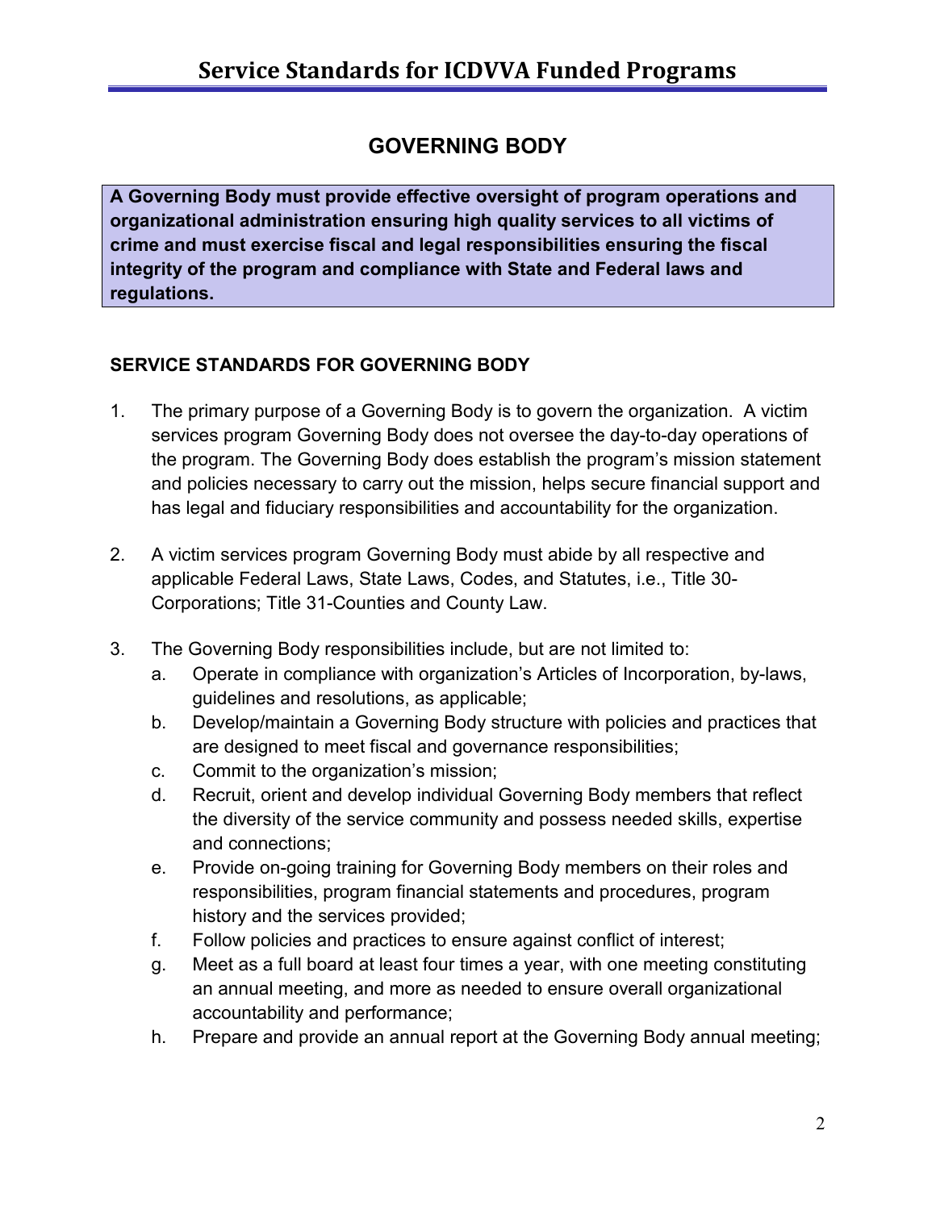## GOVERNING BODY

**A Governing Body must provide effective oversight of program operations and organizational administration ensuring high quality services to all victims of crime and must exercise fiscal and legal responsibilities ensuring the fiscal integrity of the program and compliance with State and Federal laws and regulations.**

### SERVICE STANDARDS FOR GOVERNING BODY

1. The primary purpose of a Governing Body is to govern the organization. A victim services program Governing Body does not oversee the day-to-day operations of the program. The Governing Body does establish the program's mission statement and policies necessary to carry out the mission, helps secure financial support and has legal and fiduciary responsibilities and accountability for the organization.

2. A victim services program Governing Body must abide by all respective and applicable Federal Laws, State Laws, Codes, and Statutes, i.e., Title 30-Corporations; Title 31-Counties and County Law.

3. The Governing Body responsibilities include, but are not limited to:
   a. Operate in compliance with organization's Articles of Incorporation, by-laws, guidelines and resolutions, as applicable;
   b. Develop/maintain a Governing Body structure with policies and practices that are designed to meet fiscal and governance responsibilities;
   c. Commit to the organization's mission;
   d. Recruit, orient and develop individual Governing Body members that reflect the diversity of the service community and possess needed skills, expertise and connections;
   e. Provide on-going training for Governing Body members on their roles and responsibilities, program financial statements and procedures, program history and the services provided;
   f. Follow policies and practices to ensure against conflict of interest;
   g. Meet as a full board at least four times a year, with one meeting constituting an annual meeting, and more as needed to ensure overall organizational accountability and performance;
   h. Prepare and provide an annual report at the Governing Body annual meeting;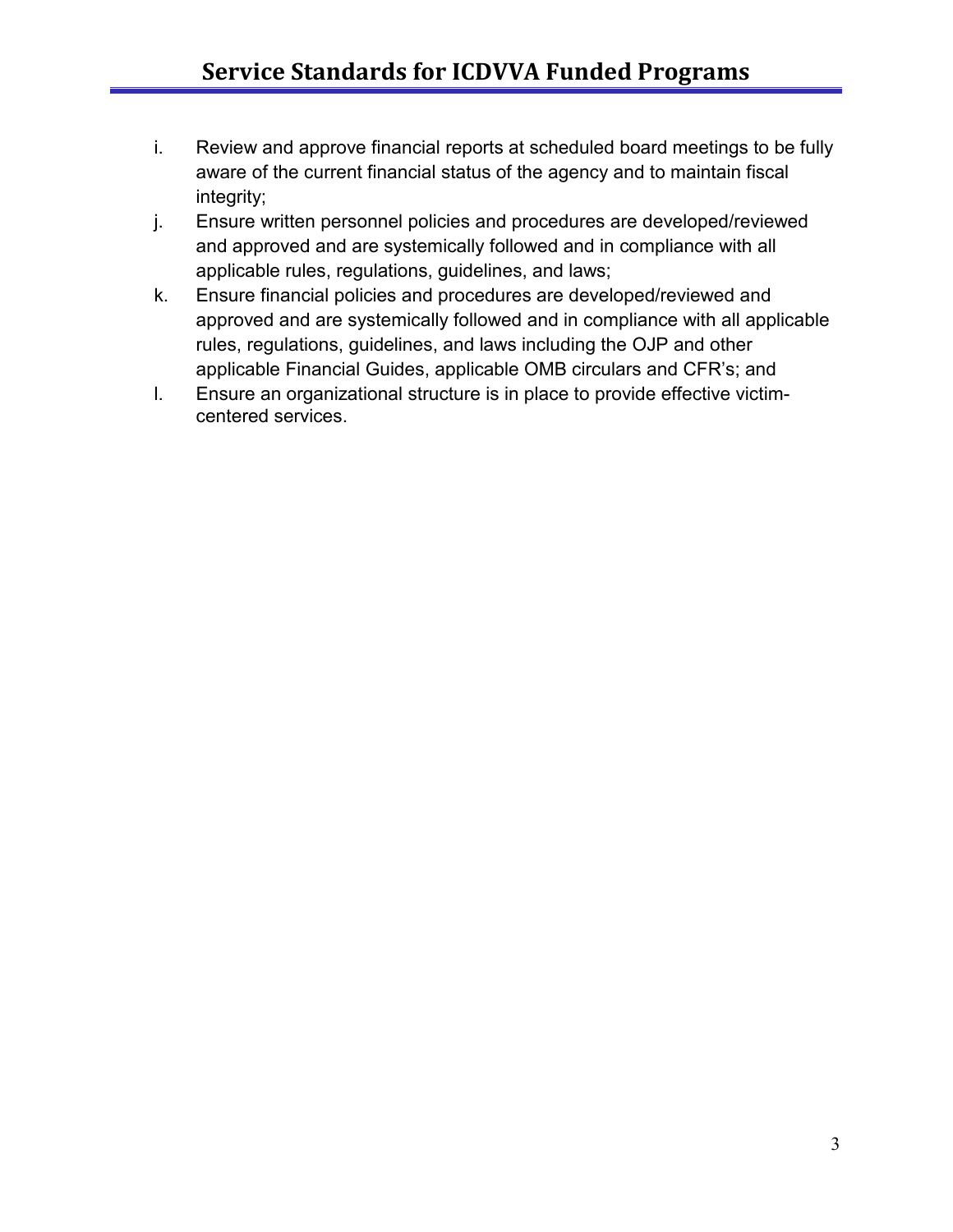i. Review and approve financial reports at scheduled board meetings to be fully aware of the current financial status of the agency and to maintain fiscal integrity;
j. Ensure written personnel policies and procedures are developed/reviewed and approved and are systemically followed and in compliance with all applicable rules, regulations, guidelines, and laws;
k. Ensure financial policies and procedures are developed/reviewed and approved and are systemically followed and in compliance with all applicable rules, regulations, guidelines, and laws including the OJP and other applicable Financial Guides, applicable OMB circulars and CFR's; and
l. Ensure an organizational structure is in place to provide effective victim-centered services.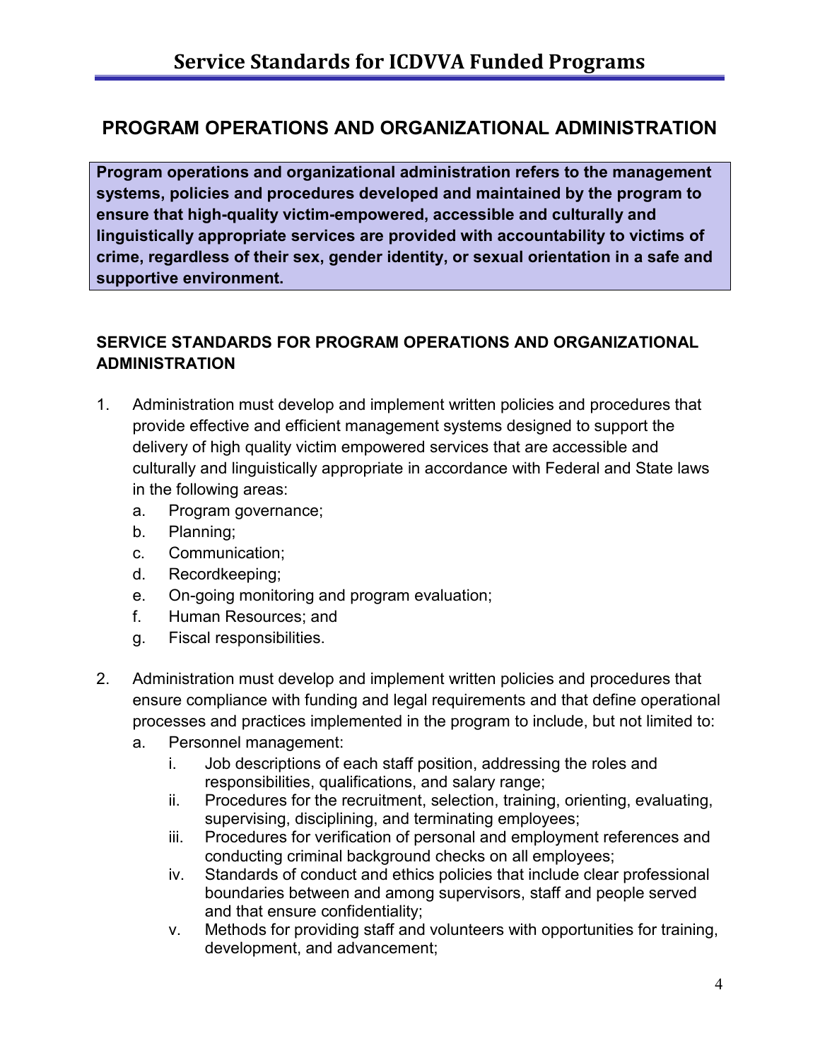## PROGRAM OPERATIONS AND ORGANIZATIONAL ADMINISTRATION

**Program operations and organizational administration refers to the management systems, policies and procedures developed and maintained by the program to ensure that high-quality victim-empowered, accessible and culturally and linguistically appropriate services are provided with accountability to victims of crime, regardless of their sex, gender identity, or sexual orientation in a safe and supportive environment.**

### SERVICE STANDARDS FOR PROGRAM OPERATIONS AND ORGANIZATIONAL ADMINISTRATION

1. Administration must develop and implement written policies and procedures that provide effective and efficient management systems designed to support the delivery of high quality victim empowered services that are accessible and culturally and linguistically appropriate in accordance with Federal and State laws in the following areas:
   a. Program governance;
   b. Planning;
   c. Communication;
   d. Recordkeeping;
   e. On-going monitoring and program evaluation;
   f. Human Resources; and
   g. Fiscal responsibilities.

2. Administration must develop and implement written policies and procedures that ensure compliance with funding and legal requirements and that define operational processes and practices implemented in the program to include, but not limited to:
   a. Personnel management:
      i. Job descriptions of each staff position, addressing the roles and responsibilities, qualifications, and salary range;
      ii. Procedures for the recruitment, selection, training, orienting, evaluating, supervising, disciplining, and terminating employees;
      iii. Procedures for verification of personal and employment references and conducting criminal background checks on all employees;
      iv. Standards of conduct and ethics policies that include clear professional boundaries between and among supervisors, staff and people served and that ensure confidentiality;
      v. Methods for providing staff and volunteers with opportunities for training, development, and advancement;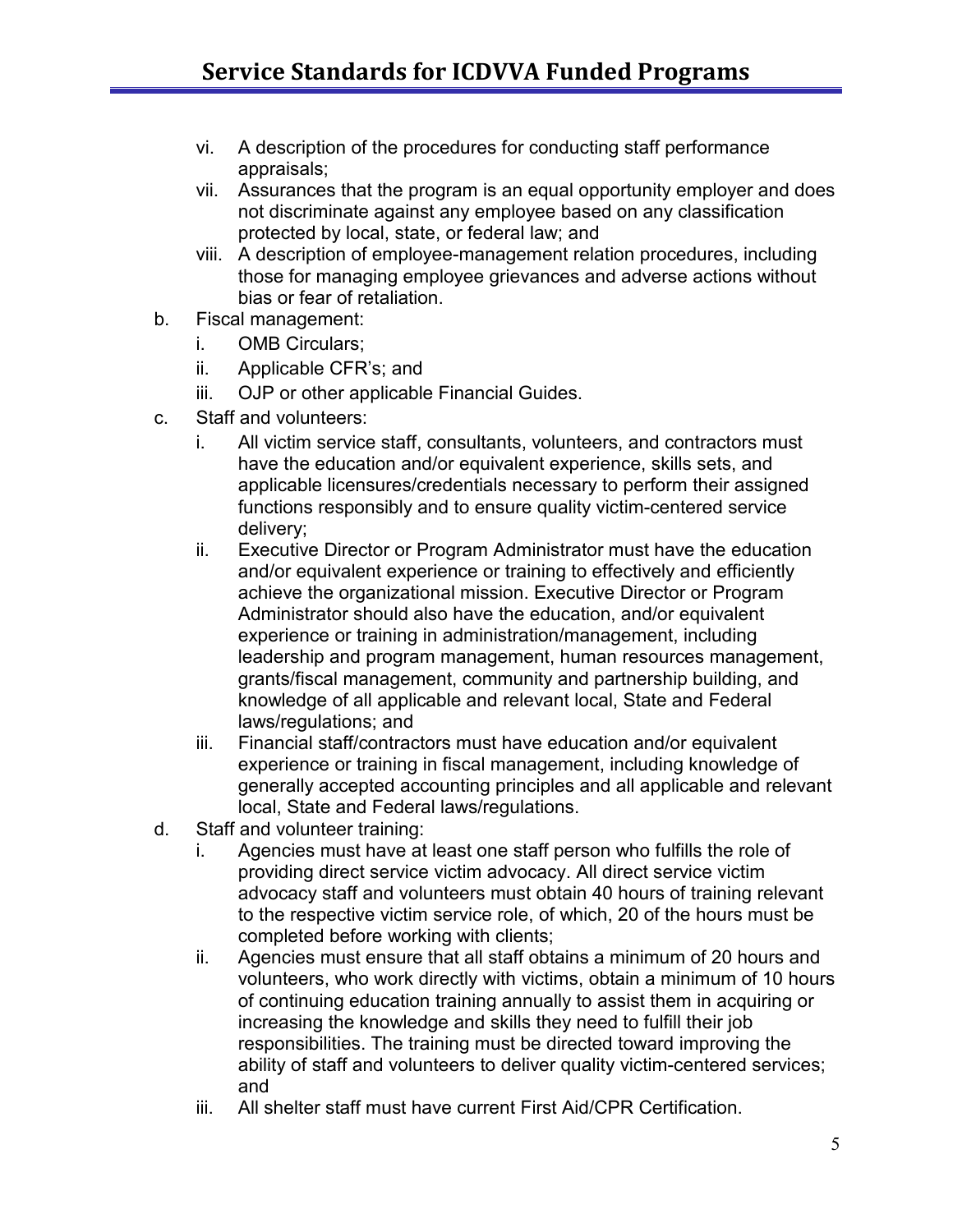vi. A description of the procedures for conducting staff performance appraisals;
vii. Assurances that the program is an equal opportunity employer and does not discriminate against any employee based on any classification protected by local, state, or federal law; and
viii. A description of employee-management relation procedures, including those for managing employee grievances and adverse actions without bias or fear of retaliation.

b. Fiscal management:
   i. OMB Circulars;
   ii. Applicable CFR's; and
   iii. OJP or other applicable Financial Guides.

c. Staff and volunteers:
   i. All victim service staff, consultants, volunteers, and contractors must have the education and/or equivalent experience, skills sets, and applicable licensures/credentials necessary to perform their assigned functions responsibly and to ensure quality victim-centered service delivery;
   ii. Executive Director or Program Administrator must have the education and/or equivalent experience or training to effectively and efficiently achieve the organizational mission. Executive Director or Program Administrator should also have the education, and/or equivalent experience or training in administration/management, including leadership and program management, human resources management, grants/fiscal management, community and partnership building, and knowledge of all applicable and relevant local, State and Federal laws/regulations; and
   iii. Financial staff/contractors must have education and/or equivalent experience or training in fiscal management, including knowledge of generally accepted accounting principles and all applicable and relevant local, State and Federal laws/regulations.

d. Staff and volunteer training:
   i. Agencies must have at least one staff person who fulfills the role of providing direct service victim advocacy. All direct service victim advocacy staff and volunteers must obtain 40 hours of training relevant to the respective victim service role, of which, 20 of the hours must be completed before working with clients;
   ii. Agencies must ensure that all staff obtains a minimum of 20 hours and volunteers, who work directly with victims, obtain a minimum of 10 hours of continuing education training annually to assist them in acquiring or increasing the knowledge and skills they need to fulfill their job responsibilities. The training must be directed toward improving the ability of staff and volunteers to deliver quality victim-centered services; and
   iii. All shelter staff must have current First Aid/CPR Certification.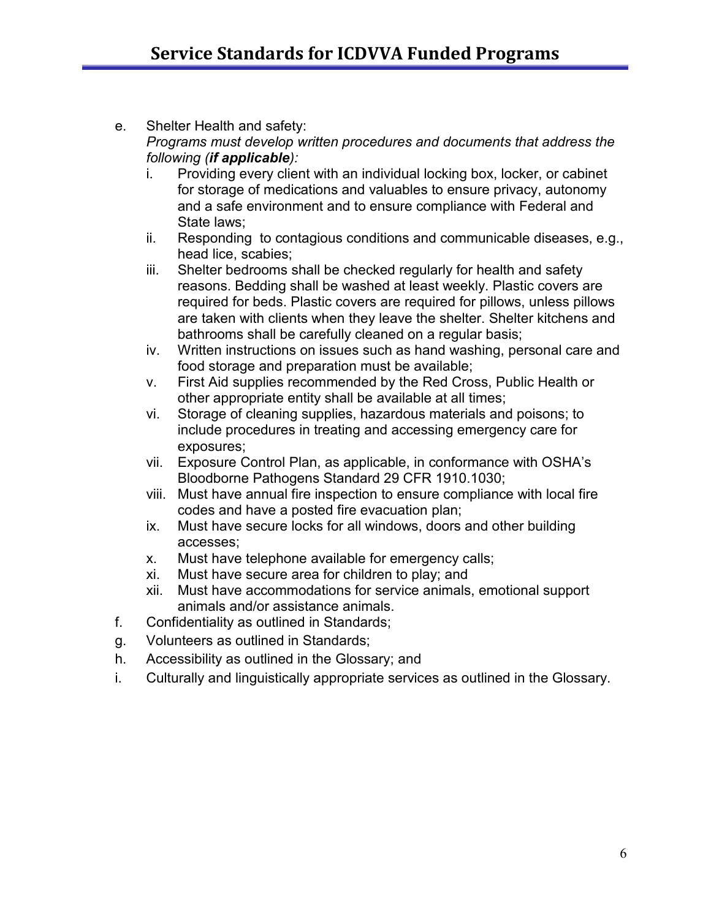e. Shelter Health and safety:
   *Programs must develop written procedures and documents that address the following (**if applicable**):*
   i. Providing every client with an individual locking box, locker, or cabinet for storage of medications and valuables to ensure privacy, autonomy and a safe environment and to ensure compliance with Federal and State laws;
   ii. Responding to contagious conditions and communicable diseases, e.g., head lice, scabies;
   iii. Shelter bedrooms shall be checked regularly for health and safety reasons. Bedding shall be washed at least weekly. Plastic covers are required for beds. Plastic covers are required for pillows, unless pillows are taken with clients when they leave the shelter. Shelter kitchens and bathrooms shall be carefully cleaned on a regular basis;
   iv. Written instructions on issues such as hand washing, personal care and food storage and preparation must be available;
   v. First Aid supplies recommended by the Red Cross, Public Health or other appropriate entity shall be available at all times;
   vi. Storage of cleaning supplies, hazardous materials and poisons; to include procedures in treating and accessing emergency care for exposures;
   vii. Exposure Control Plan, as applicable, in conformance with OSHA's Bloodborne Pathogens Standard 29 CFR 1910.1030;
   viii. Must have annual fire inspection to ensure compliance with local fire codes and have a posted fire evacuation plan;
   ix. Must have secure locks for all windows, doors and other building accesses;
   x. Must have telephone available for emergency calls;
   xi. Must have secure area for children to play; and
   xii. Must have accommodations for service animals, emotional support animals and/or assistance animals.

f. Confidentiality as outlined in Standards;

g. Volunteers as outlined in Standards;

h. Accessibility as outlined in the Glossary; and

i. Culturally and linguistically appropriate services as outlined in the Glossary.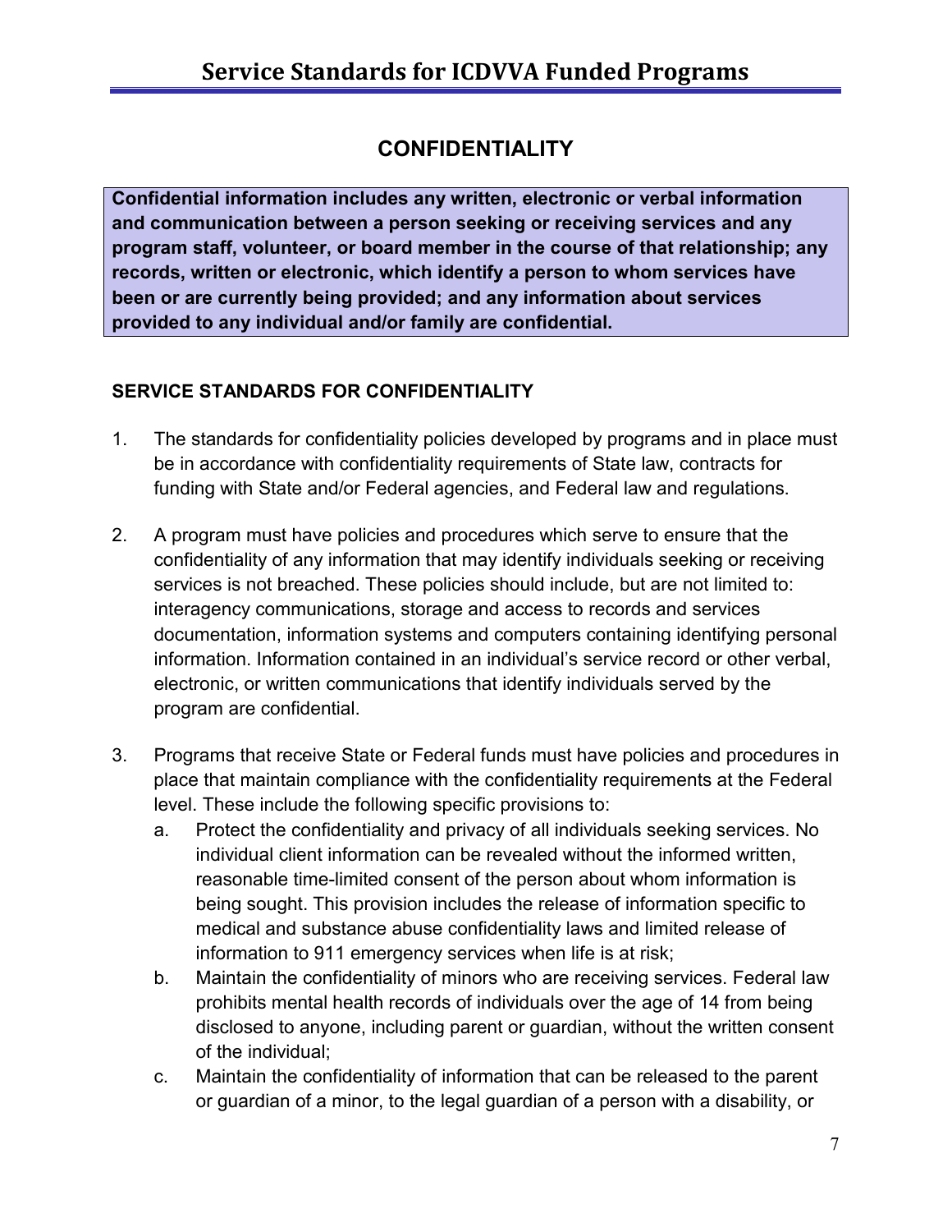## CONFIDENTIALITY

**Confidential information includes any written, electronic or verbal information and communication between a person seeking or receiving services and any program staff, volunteer, or board member in the course of that relationship; any records, written or electronic, which identify a person to whom services have been or are currently being provided; and any information about services provided to any individual and/or family are confidential.**

### SERVICE STANDARDS FOR CONFIDENTIALITY

1. The standards for confidentiality policies developed by programs and in place must be in accordance with confidentiality requirements of State law, contracts for funding with State and/or Federal agencies, and Federal law and regulations.

2. A program must have policies and procedures which serve to ensure that the confidentiality of any information that may identify individuals seeking or receiving services is not breached. These policies should include, but are not limited to: interagency communications, storage and access to records and services documentation, information systems and computers containing identifying personal information. Information contained in an individual's service record or other verbal, electronic, or written communications that identify individuals served by the program are confidential.

3. Programs that receive State or Federal funds must have policies and procedures in place that maintain compliance with the confidentiality requirements at the Federal level. These include the following specific provisions to:
   a. Protect the confidentiality and privacy of all individuals seeking services. No individual client information can be revealed without the informed written, reasonable time-limited consent of the person about whom information is being sought. This provision includes the release of information specific to medical and substance abuse confidentiality laws and limited release of information to 911 emergency services when life is at risk;
   b. Maintain the confidentiality of minors who are receiving services. Federal law prohibits mental health records of individuals over the age of 14 from being disclosed to anyone, including parent or guardian, without the written consent of the individual;
   c. Maintain the confidentiality of information that can be released to the parent or guardian of a minor, to the legal guardian of a person with a disability, or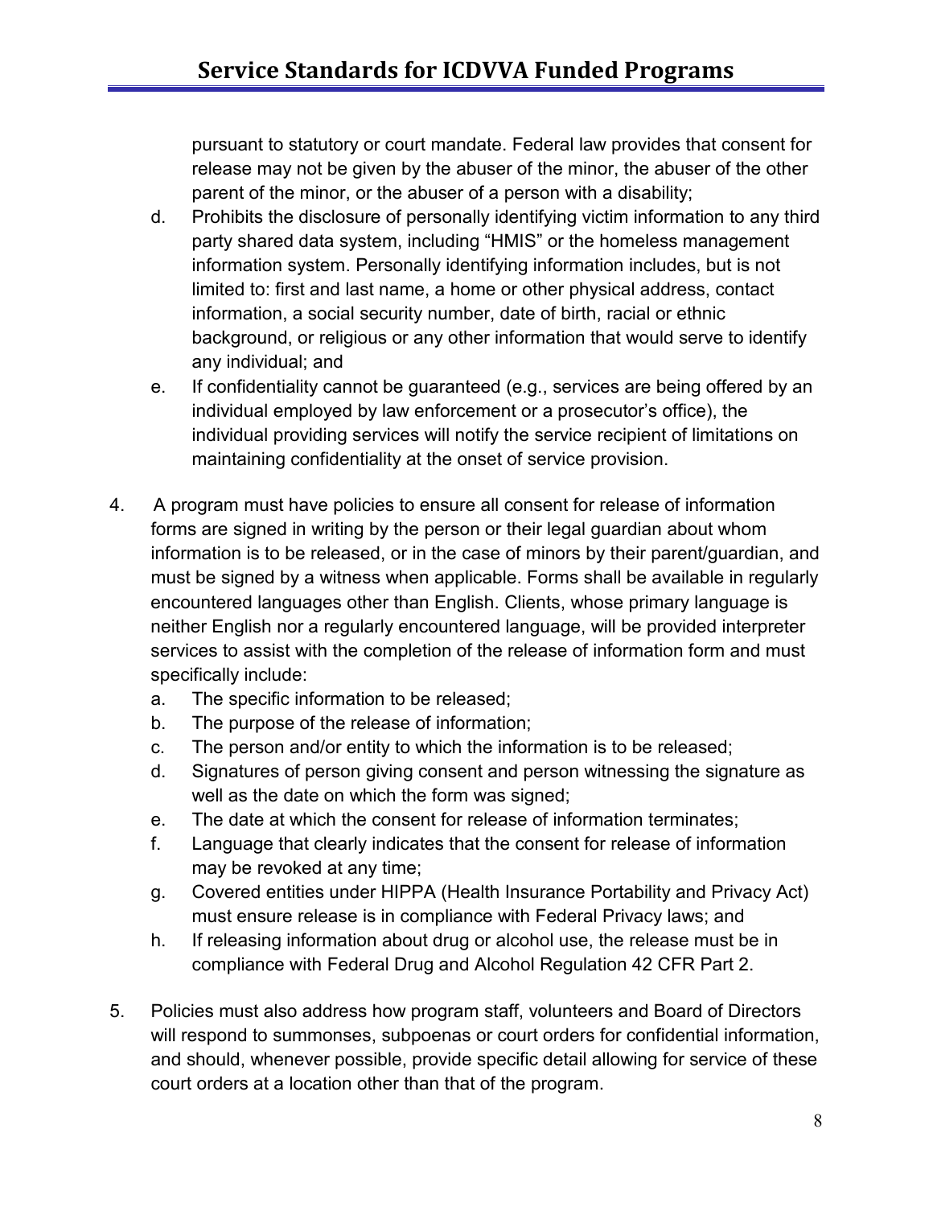pursuant to statutory or court mandate. Federal law provides that consent for release may not be given by the abuser of the minor, the abuser of the other parent of the minor, or the abuser of a person with a disability;

d. Prohibits the disclosure of personally identifying victim information to any third party shared data system, including "HMIS" or the homeless management information system. Personally identifying information includes, but is not limited to: first and last name, a home or other physical address, contact information, a social security number, date of birth, racial or ethnic background, or religious or any other information that would serve to identify any individual; and

e. If confidentiality cannot be guaranteed (e.g., services are being offered by an individual employed by law enforcement or a prosecutor's office), the individual providing services will notify the service recipient of limitations on maintaining confidentiality at the onset of service provision.

4. A program must have policies to ensure all consent for release of information forms are signed in writing by the person or their legal guardian about whom information is to be released, or in the case of minors by their parent/guardian, and must be signed by a witness when applicable. Forms shall be available in regularly encountered languages other than English. Clients, whose primary language is neither English nor a regularly encountered language, will be provided interpreter services to assist with the completion of the release of information form and must specifically include:
   a. The specific information to be released;
   b. The purpose of the release of information;
   c. The person and/or entity to which the information is to be released;
   d. Signatures of person giving consent and person witnessing the signature as well as the date on which the form was signed;
   e. The date at which the consent for release of information terminates;
   f. Language that clearly indicates that the consent for release of information may be revoked at any time;
   g. Covered entities under HIPPA (Health Insurance Portability and Privacy Act) must ensure release is in compliance with Federal Privacy laws; and
   h. If releasing information about drug or alcohol use, the release must be in compliance with Federal Drug and Alcohol Regulation 42 CFR Part 2.

5. Policies must also address how program staff, volunteers and Board of Directors will respond to summonses, subpoenas or court orders for confidential information, and should, whenever possible, provide specific detail allowing for service of these court orders at a location other than that of the program.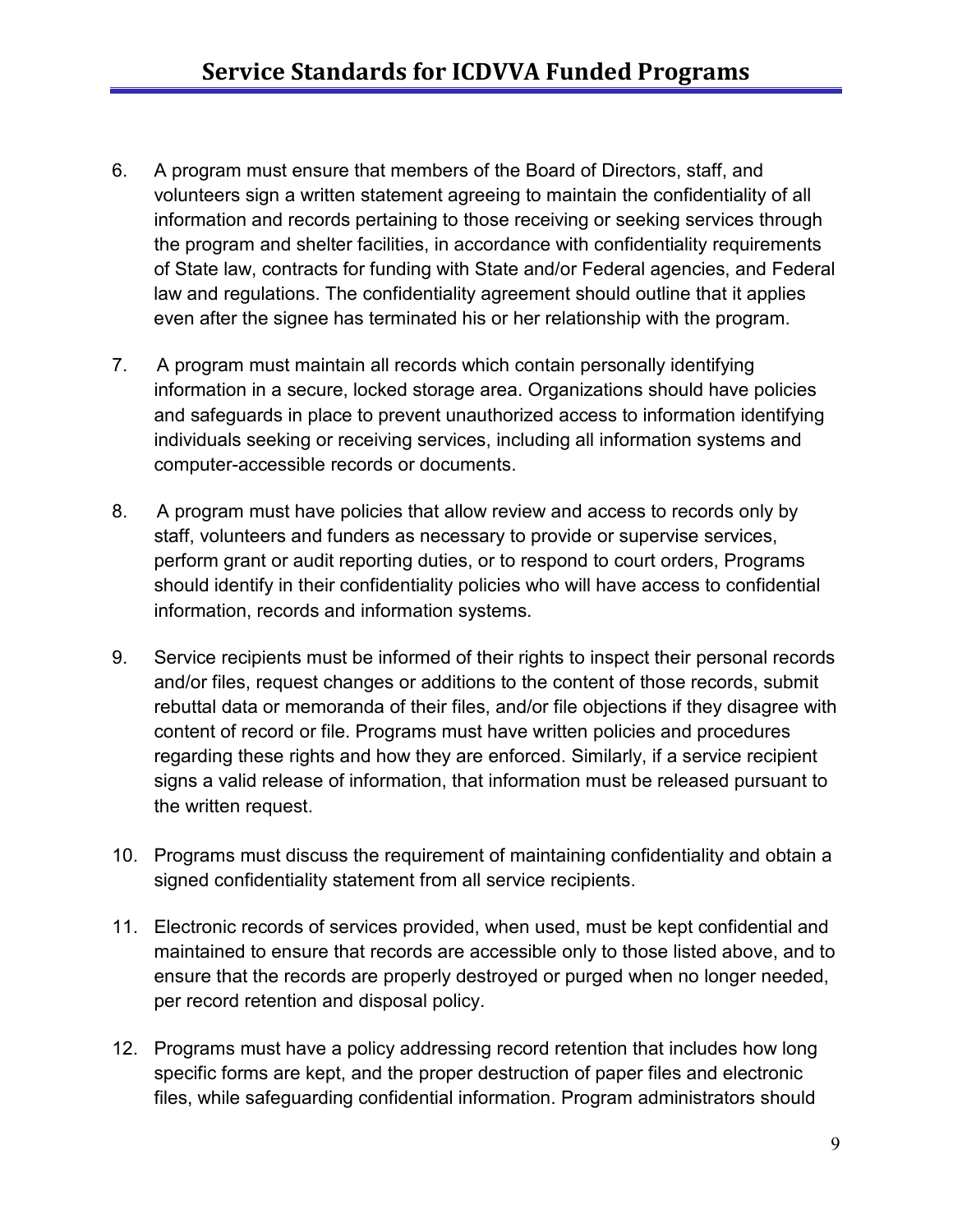6. A program must ensure that members of the Board of Directors, staff, and volunteers sign a written statement agreeing to maintain the confidentiality of all information and records pertaining to those receiving or seeking services through the program and shelter facilities, in accordance with confidentiality requirements of State law, contracts for funding with State and/or Federal agencies, and Federal law and regulations. The confidentiality agreement should outline that it applies even after the signee has terminated his or her relationship with the program.

7. A program must maintain all records which contain personally identifying information in a secure, locked storage area. Organizations should have policies and safeguards in place to prevent unauthorized access to information identifying individuals seeking or receiving services, including all information systems and computer-accessible records or documents.

8. A program must have policies that allow review and access to records only by staff, volunteers and funders as necessary to provide or supervise services, perform grant or audit reporting duties, or to respond to court orders, Programs should identify in their confidentiality policies who will have access to confidential information, records and information systems.

9. Service recipients must be informed of their rights to inspect their personal records and/or files, request changes or additions to the content of those records, submit rebuttal data or memoranda of their files, and/or file objections if they disagree with content of record or file. Programs must have written policies and procedures regarding these rights and how they are enforced. Similarly, if a service recipient signs a valid release of information, that information must be released pursuant to the written request.

10. Programs must discuss the requirement of maintaining confidentiality and obtain a signed confidentiality statement from all service recipients.

11. Electronic records of services provided, when used, must be kept confidential and maintained to ensure that records are accessible only to those listed above, and to ensure that the records are properly destroyed or purged when no longer needed, per record retention and disposal policy.

12. Programs must have a policy addressing record retention that includes how long specific forms are kept, and the proper destruction of paper files and electronic files, while safeguarding confidential information. Program administrators should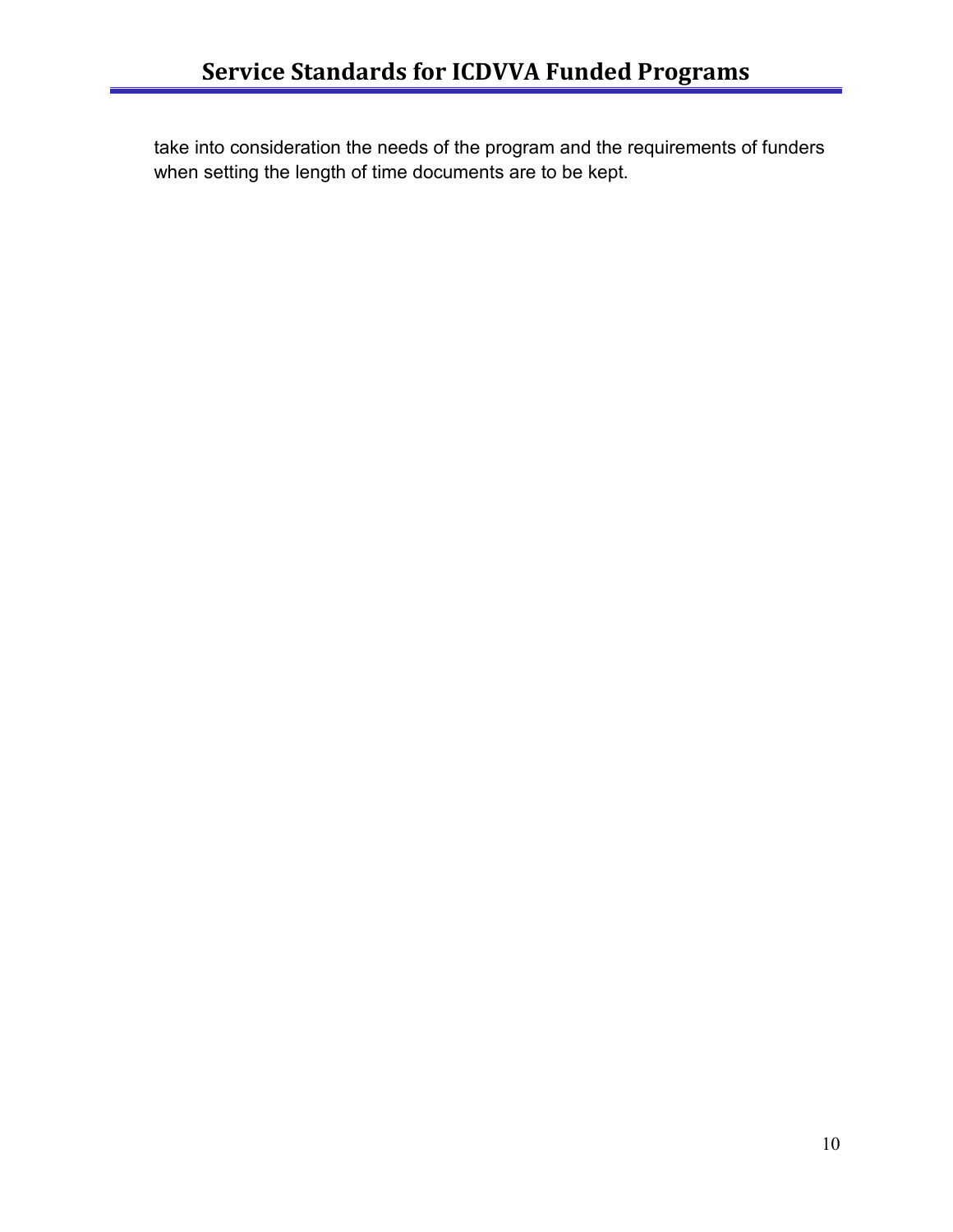take into consideration the needs of the program and the requirements of funders when setting the length of time documents are to be kept.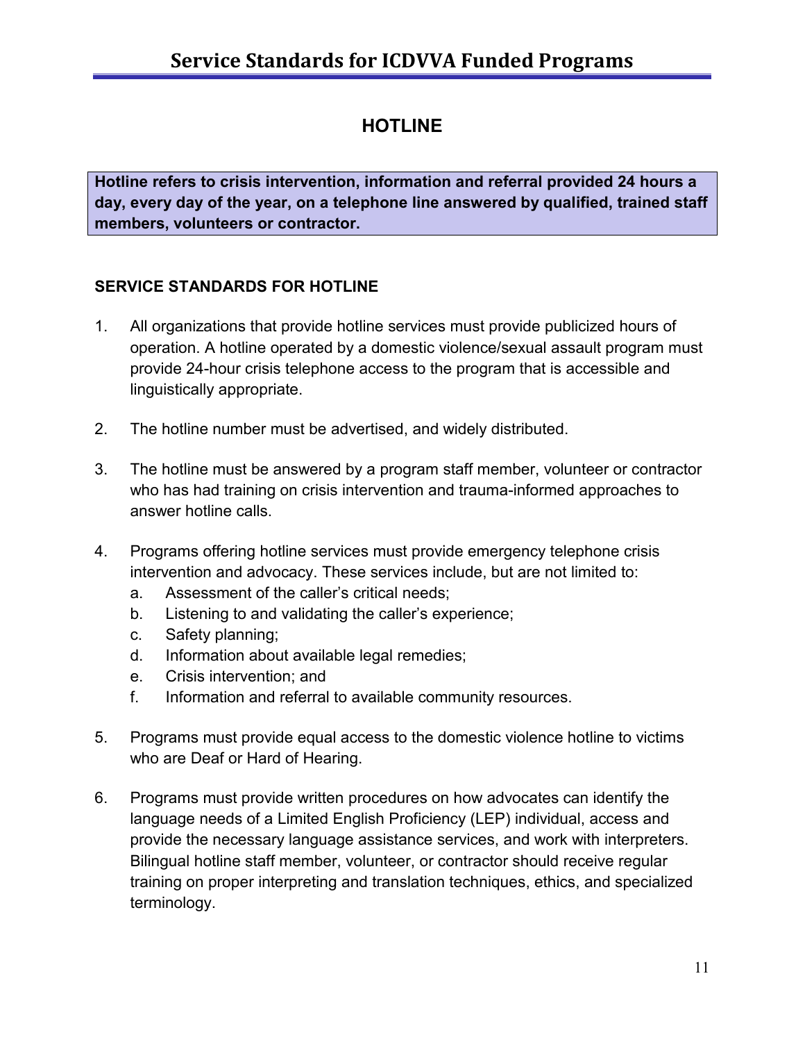# HOTLINE

**Hotline refers to crisis intervention, information and referral provided 24 hours a day, every day of the year, on a telephone line answered by qualified, trained staff members, volunteers or contractor.**

### SERVICE STANDARDS FOR HOTLINE

1. All organizations that provide hotline services must provide publicized hours of operation. A hotline operated by a domestic violence/sexual assault program must provide 24-hour crisis telephone access to the program that is accessible and linguistically appropriate.

2. The hotline number must be advertised, and widely distributed.

3. The hotline must be answered by a program staff member, volunteer or contractor who has had training on crisis intervention and trauma-informed approaches to answer hotline calls.

4. Programs offering hotline services must provide emergency telephone crisis intervention and advocacy. These services include, but are not limited to:
   a. Assessment of the caller's critical needs;
   b. Listening to and validating the caller's experience;
   c. Safety planning;
   d. Information about available legal remedies;
   e. Crisis intervention; and
   f. Information and referral to available community resources.

5. Programs must provide equal access to the domestic violence hotline to victims who are Deaf or Hard of Hearing.

6. Programs must provide written procedures on how advocates can identify the language needs of a Limited English Proficiency (LEP) individual, access and provide the necessary language assistance services, and work with interpreters. Bilingual hotline staff member, volunteer, or contractor should receive regular training on proper interpreting and translation techniques, ethics, and specialized terminology.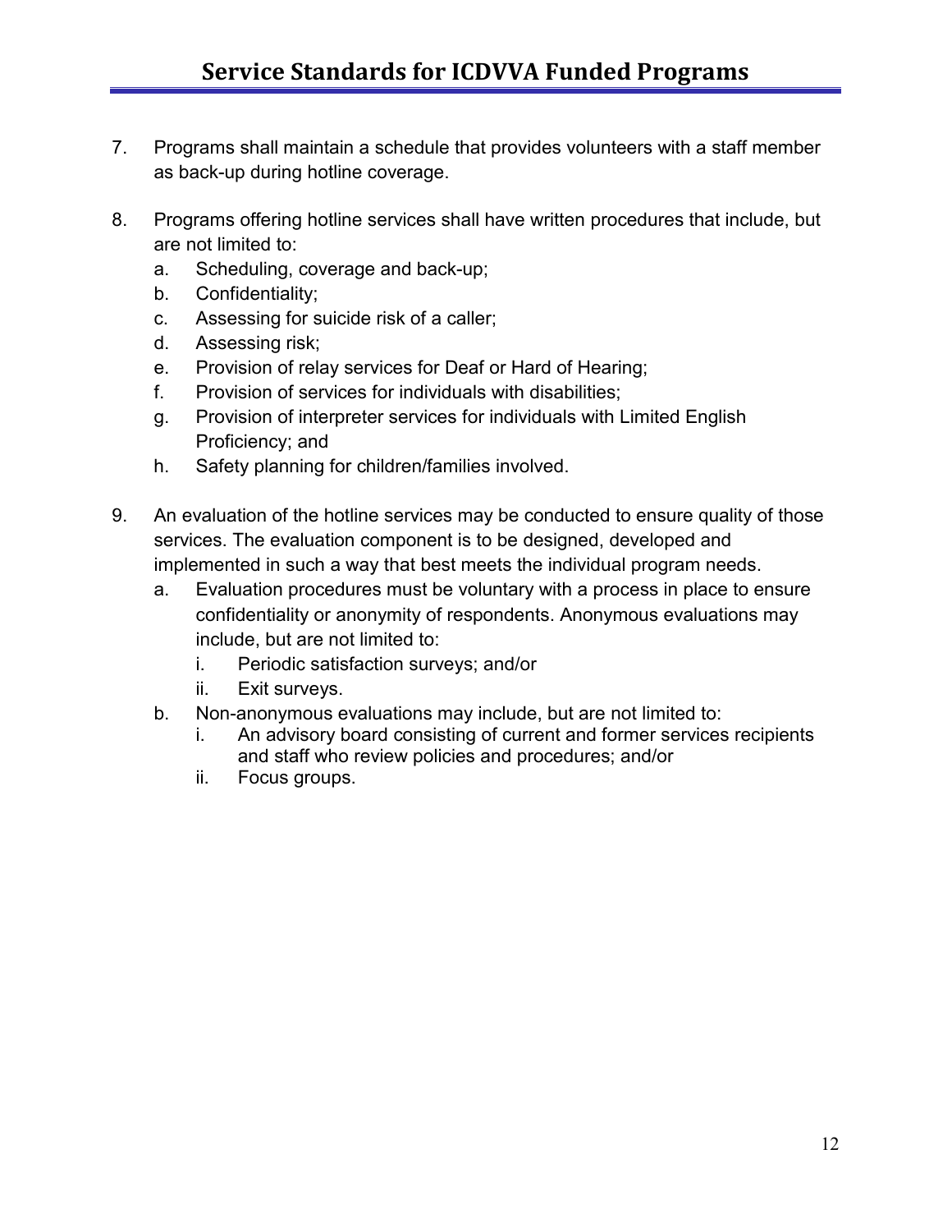7. Programs shall maintain a schedule that provides volunteers with a staff member as back-up during hotline coverage.

8. Programs offering hotline services shall have written procedures that include, but are not limited to:
   a. Scheduling, coverage and back-up;
   b. Confidentiality;
   c. Assessing for suicide risk of a caller;
   d. Assessing risk;
   e. Provision of relay services for Deaf or Hard of Hearing;
   f. Provision of services for individuals with disabilities;
   g. Provision of interpreter services for individuals with Limited English Proficiency; and
   h. Safety planning for children/families involved.

9. An evaluation of the hotline services may be conducted to ensure quality of those services. The evaluation component is to be designed, developed and implemented in such a way that best meets the individual program needs.
   a. Evaluation procedures must be voluntary with a process in place to ensure confidentiality or anonymity of respondents. Anonymous evaluations may include, but are not limited to:
      i. Periodic satisfaction surveys; and/or
      ii. Exit surveys.
   b. Non-anonymous evaluations may include, but are not limited to:
      i. An advisory board consisting of current and former services recipients and staff who review policies and procedures; and/or
      ii. Focus groups.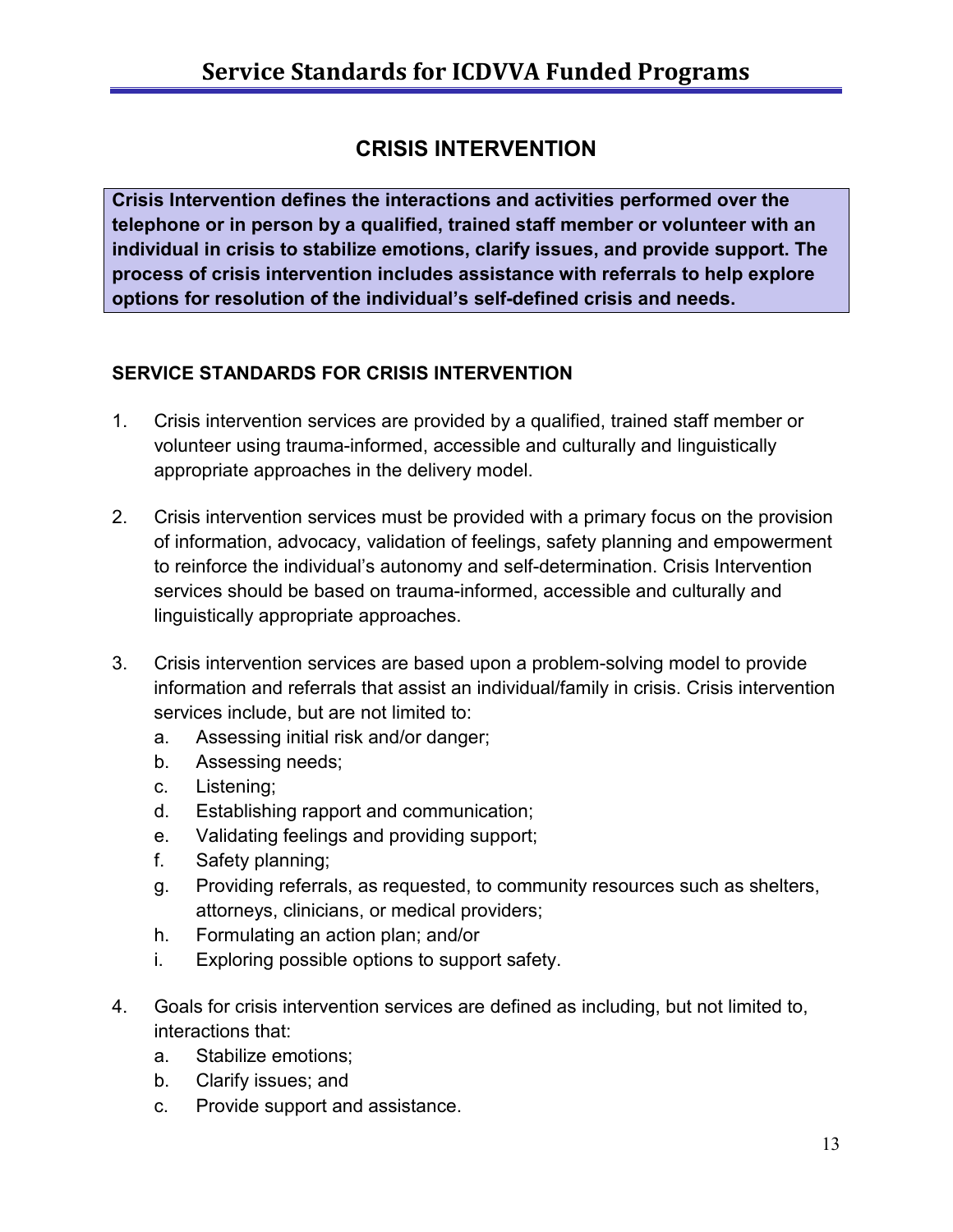## CRISIS INTERVENTION

**Crisis Intervention defines the interactions and activities performed over the telephone or in person by a qualified, trained staff member or volunteer with an individual in crisis to stabilize emotions, clarify issues, and provide support. The process of crisis intervention includes assistance with referrals to help explore options for resolution of the individual's self-defined crisis and needs.**

### SERVICE STANDARDS FOR CRISIS INTERVENTION

1. Crisis intervention services are provided by a qualified, trained staff member or volunteer using trauma-informed, accessible and culturally and linguistically appropriate approaches in the delivery model.

2. Crisis intervention services must be provided with a primary focus on the provision of information, advocacy, validation of feelings, safety planning and empowerment to reinforce the individual's autonomy and self-determination. Crisis Intervention services should be based on trauma-informed, accessible and culturally and linguistically appropriate approaches.

3. Crisis intervention services are based upon a problem-solving model to provide information and referrals that assist an individual/family in crisis. Crisis intervention services include, but are not limited to:
   a. Assessing initial risk and/or danger;
   b. Assessing needs;
   c. Listening;
   d. Establishing rapport and communication;
   e. Validating feelings and providing support;
   f. Safety planning;
   g. Providing referrals, as requested, to community resources such as shelters, attorneys, clinicians, or medical providers;
   h. Formulating an action plan; and/or
   i. Exploring possible options to support safety.

4. Goals for crisis intervention services are defined as including, but not limited to, interactions that:
   a. Stabilize emotions;
   b. Clarify issues; and
   c. Provide support and assistance.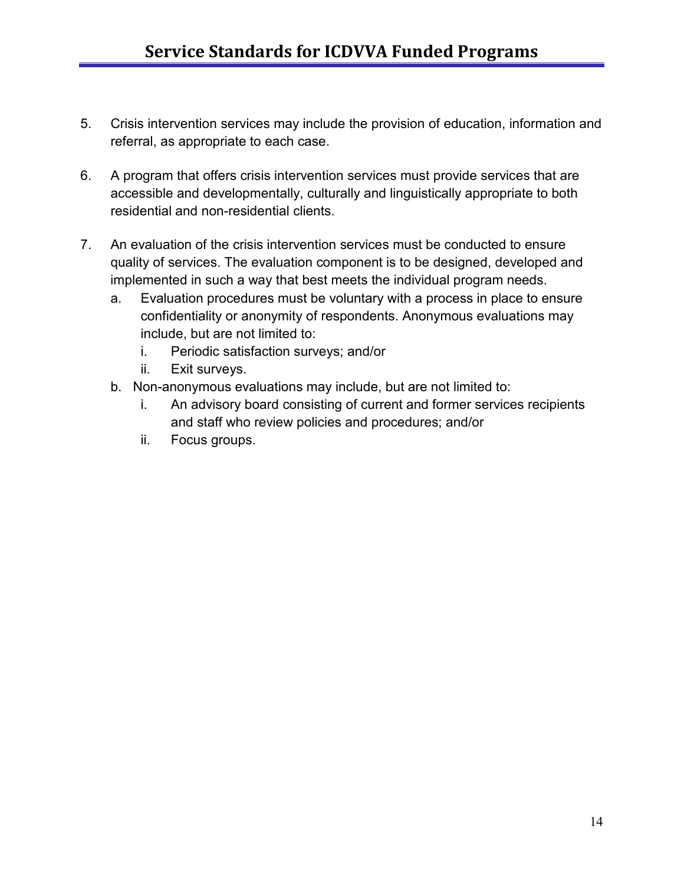5. Crisis intervention services may include the provision of education, information and referral, as appropriate to each case.

6. A program that offers crisis intervention services must provide services that are accessible and developmentally, culturally and linguistically appropriate to both residential and non-residential clients.

7. An evaluation of the crisis intervention services must be conducted to ensure quality of services. The evaluation component is to be designed, developed and implemented in such a way that best meets the individual program needs.
   a. Evaluation procedures must be voluntary with a process in place to ensure confidentiality or anonymity of respondents. Anonymous evaluations may include, but are not limited to:
      i. Periodic satisfaction surveys; and/or
      ii. Exit surveys.
   b. Non-anonymous evaluations may include, but are not limited to:
      i. An advisory board consisting of current and former services recipients and staff who review policies and procedures; and/or
      ii. Focus groups.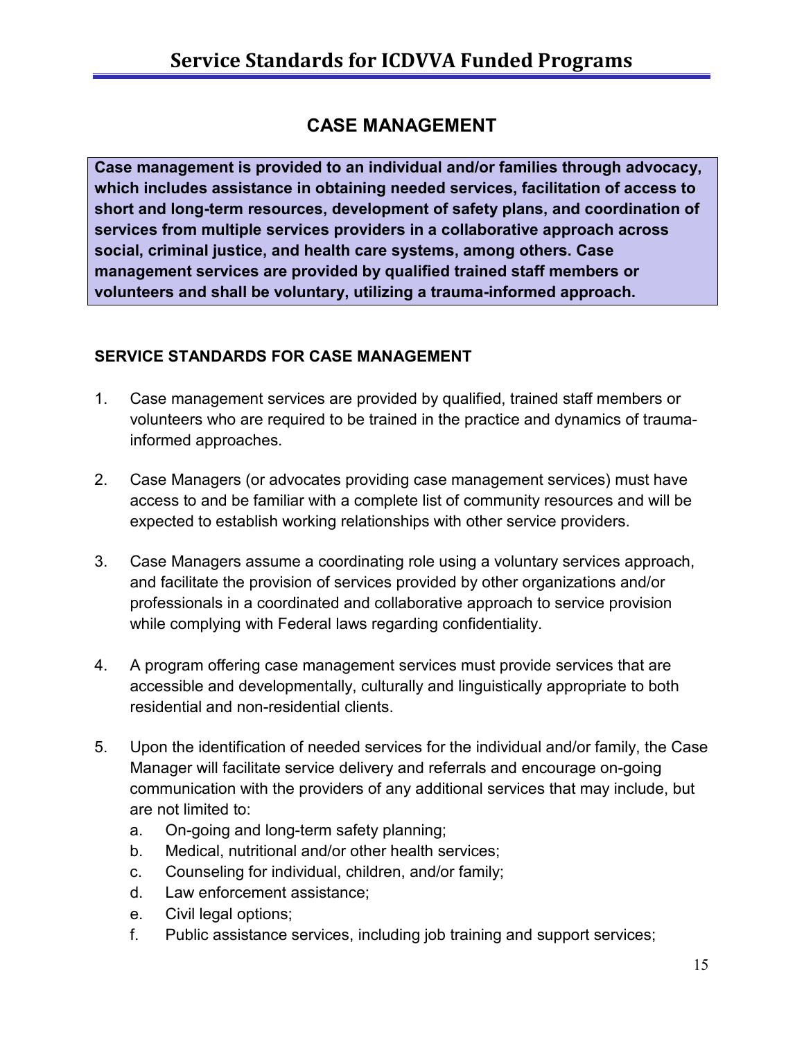## CASE MANAGEMENT

**Case management is provided to an individual and/or families through advocacy, which includes assistance in obtaining needed services, facilitation of access to short and long-term resources, development of safety plans, and coordination of services from multiple services providers in a collaborative approach across social, criminal justice, and health care systems, among others. Case management services are provided by qualified trained staff members or volunteers and shall be voluntary, utilizing a trauma-informed approach.**

### SERVICE STANDARDS FOR CASE MANAGEMENT

1. Case management services are provided by qualified, trained staff members or volunteers who are required to be trained in the practice and dynamics of trauma-informed approaches.

2. Case Managers (or advocates providing case management services) must have access to and be familiar with a complete list of community resources and will be expected to establish working relationships with other service providers.

3. Case Managers assume a coordinating role using a voluntary services approach, and facilitate the provision of services provided by other organizations and/or professionals in a coordinated and collaborative approach to service provision while complying with Federal laws regarding confidentiality.

4. A program offering case management services must provide services that are accessible and developmentally, culturally and linguistically appropriate to both residential and non-residential clients.

5. Upon the identification of needed services for the individual and/or family, the Case Manager will facilitate service delivery and referrals and encourage on-going communication with the providers of any additional services that may include, but are not limited to:
   a. On-going and long-term safety planning;
   b. Medical, nutritional and/or other health services;
   c. Counseling for individual, children, and/or family;
   d. Law enforcement assistance;
   e. Civil legal options;
   f. Public assistance services, including job training and support services;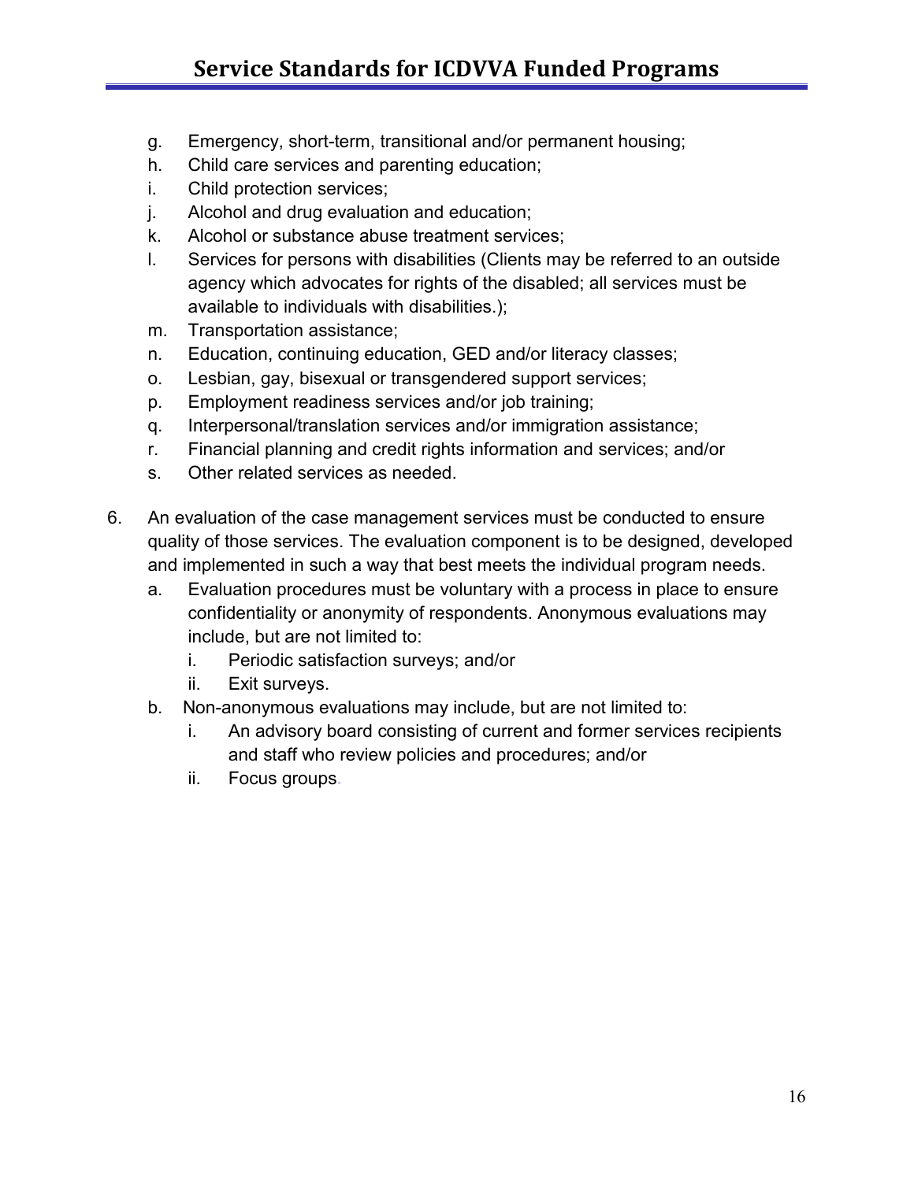g. Emergency, short-term, transitional and/or permanent housing;
h. Child care services and parenting education;
i. Child protection services;
j. Alcohol and drug evaluation and education;
k. Alcohol or substance abuse treatment services;
l. Services for persons with disabilities (Clients may be referred to an outside agency which advocates for rights of the disabled; all services must be available to individuals with disabilities.);
m. Transportation assistance;
n. Education, continuing education, GED and/or literacy classes;
o. Lesbian, gay, bisexual or transgendered support services;
p. Employment readiness services and/or job training;
q. Interpersonal/translation services and/or immigration assistance;
r. Financial planning and credit rights information and services; and/or
s. Other related services as needed.

6. An evaluation of the case management services must be conducted to ensure quality of those services. The evaluation component is to be designed, developed and implemented in such a way that best meets the individual program needs.
   a. Evaluation procedures must be voluntary with a process in place to ensure confidentiality or anonymity of respondents. Anonymous evaluations may include, but are not limited to:
      i. Periodic satisfaction surveys; and/or
      ii. Exit surveys.
   b. Non-anonymous evaluations may include, but are not limited to:
      i. An advisory board consisting of current and former services recipients and staff who review policies and procedures; and/or
      ii. Focus groups.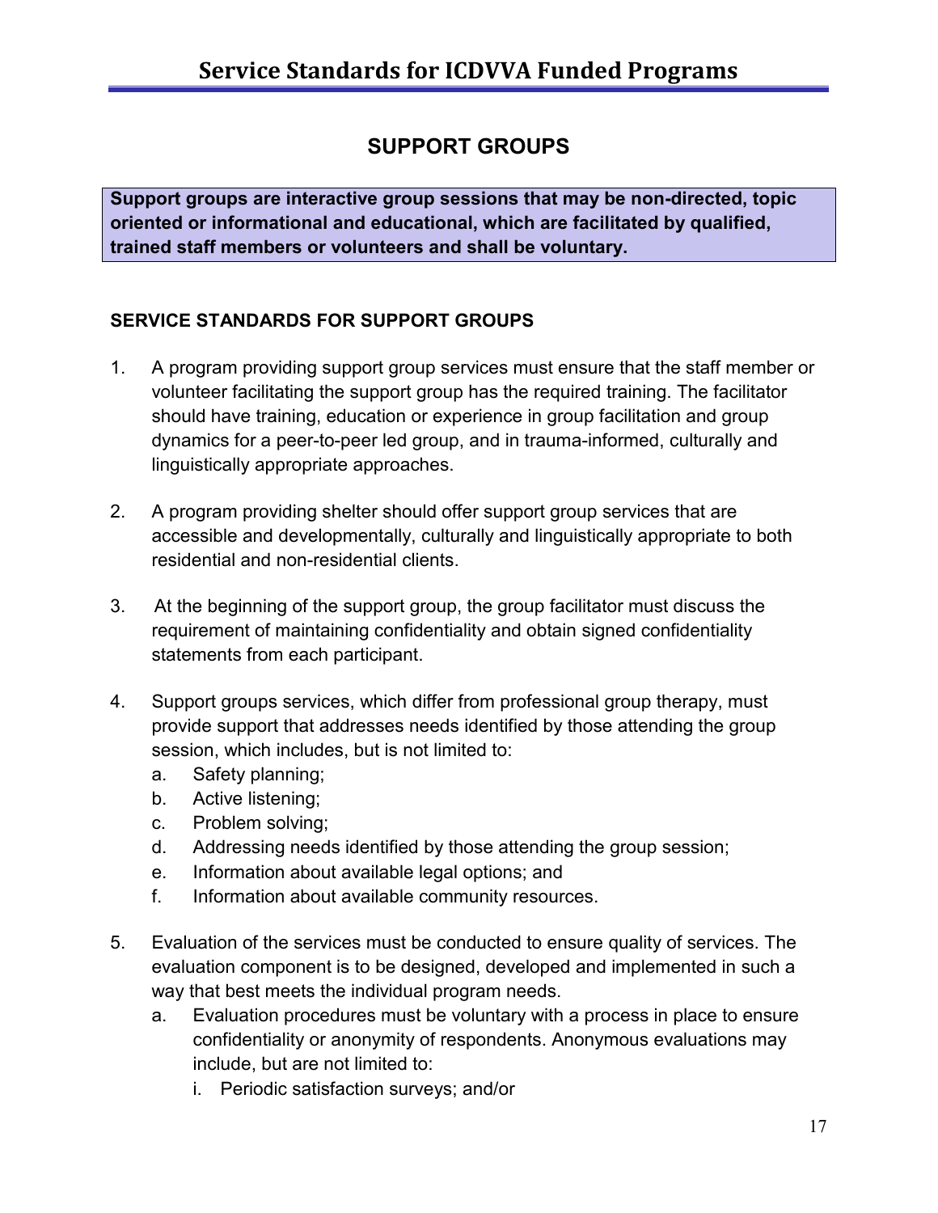## SUPPORT GROUPS

**Support groups are interactive group sessions that may be non-directed, topic oriented or informational and educational, which are facilitated by qualified, trained staff members or volunteers and shall be voluntary.**

### SERVICE STANDARDS FOR SUPPORT GROUPS

1. A program providing support group services must ensure that the staff member or volunteer facilitating the support group has the required training. The facilitator should have training, education or experience in group facilitation and group dynamics for a peer-to-peer led group, and in trauma-informed, culturally and linguistically appropriate approaches.

2. A program providing shelter should offer support group services that are accessible and developmentally, culturally and linguistically appropriate to both residential and non-residential clients.

3. At the beginning of the support group, the group facilitator must discuss the requirement of maintaining confidentiality and obtain signed confidentiality statements from each participant.

4. Support groups services, which differ from professional group therapy, must provide support that addresses needs identified by those attending the group session, which includes, but is not limited to:
   a. Safety planning;
   b. Active listening;
   c. Problem solving;
   d. Addressing needs identified by those attending the group session;
   e. Information about available legal options; and
   f. Information about available community resources.

5. Evaluation of the services must be conducted to ensure quality of services. The evaluation component is to be designed, developed and implemented in such a way that best meets the individual program needs.
   a. Evaluation procedures must be voluntary with a process in place to ensure confidentiality or anonymity of respondents. Anonymous evaluations may include, but are not limited to:
      i. Periodic satisfaction surveys; and/or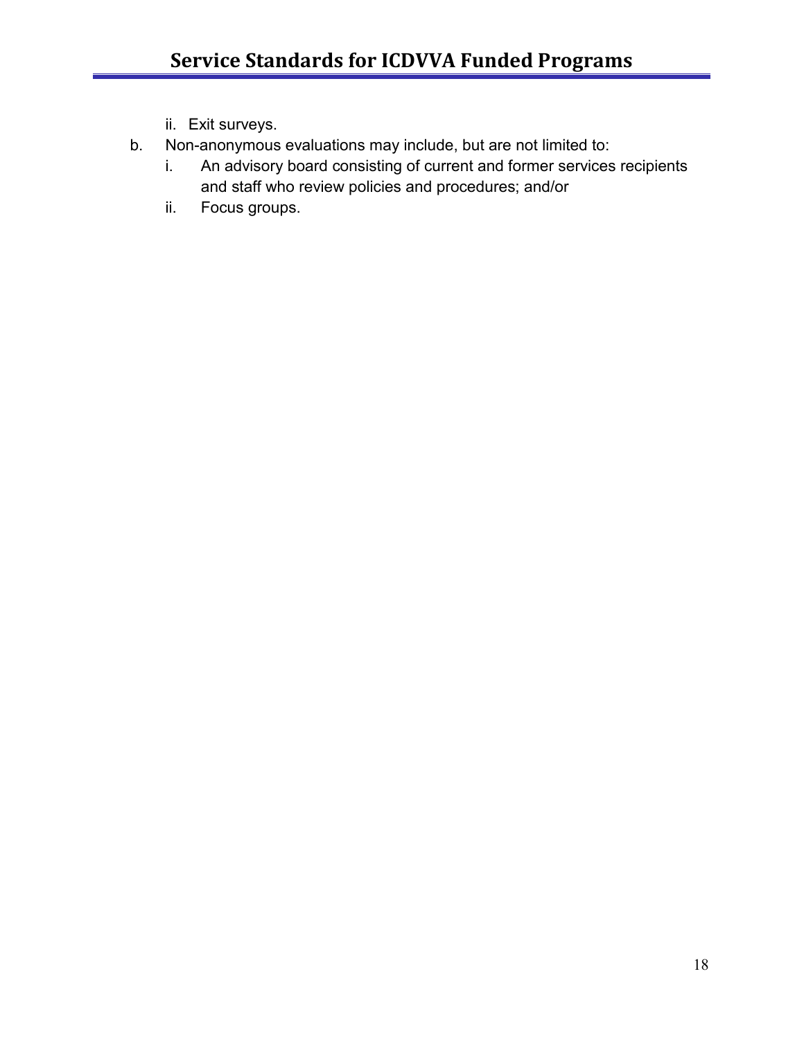ii. Exit surveys.

b. Non-anonymous evaluations may include, but are not limited to:
   i. An advisory board consisting of current and former services recipients and staff who review policies and procedures; and/or
   ii. Focus groups.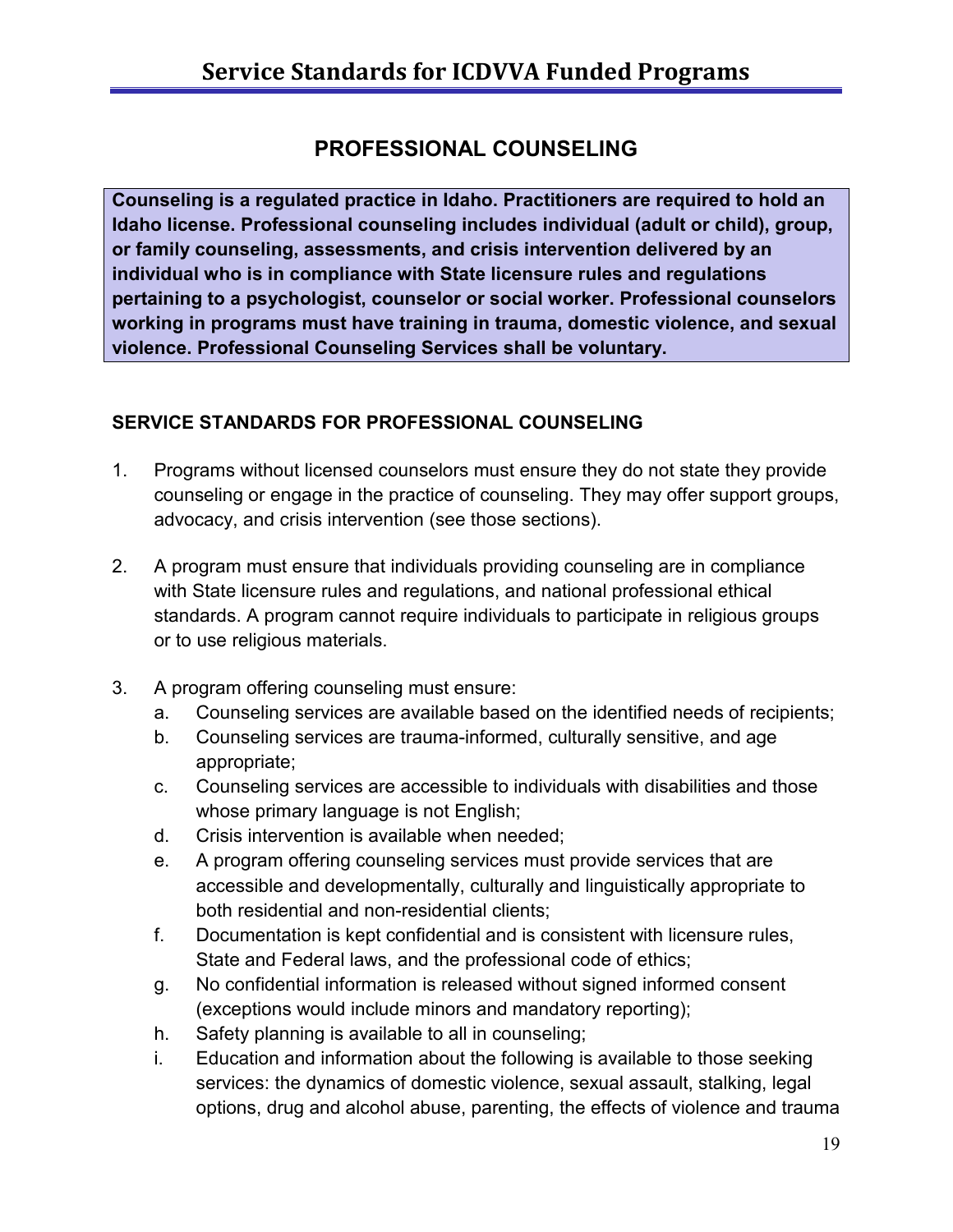## PROFESSIONAL COUNSELING

**Counseling is a regulated practice in Idaho. Practitioners are required to hold an Idaho license. Professional counseling includes individual (adult or child), group, or family counseling, assessments, and crisis intervention delivered by an individual who is in compliance with State licensure rules and regulations pertaining to a psychologist, counselor or social worker. Professional counselors working in programs must have training in trauma, domestic violence, and sexual violence. Professional Counseling Services shall be voluntary.**

### SERVICE STANDARDS FOR PROFESSIONAL COUNSELING

1. Programs without licensed counselors must ensure they do not state they provide counseling or engage in the practice of counseling. They may offer support groups, advocacy, and crisis intervention (see those sections).

2. A program must ensure that individuals providing counseling are in compliance with State licensure rules and regulations, and national professional ethical standards. A program cannot require individuals to participate in religious groups or to use religious materials.

3. A program offering counseling must ensure:
   a. Counseling services are available based on the identified needs of recipients;
   b. Counseling services are trauma-informed, culturally sensitive, and age appropriate;
   c. Counseling services are accessible to individuals with disabilities and those whose primary language is not English;
   d. Crisis intervention is available when needed;
   e. A program offering counseling services must provide services that are accessible and developmentally, culturally and linguistically appropriate to both residential and non-residential clients;
   f. Documentation is kept confidential and is consistent with licensure rules, State and Federal laws, and the professional code of ethics;
   g. No confidential information is released without signed informed consent (exceptions would include minors and mandatory reporting);
   h. Safety planning is available to all in counseling;
   i. Education and information about the following is available to those seeking services: the dynamics of domestic violence, sexual assault, stalking, legal options, drug and alcohol abuse, parenting, the effects of violence and trauma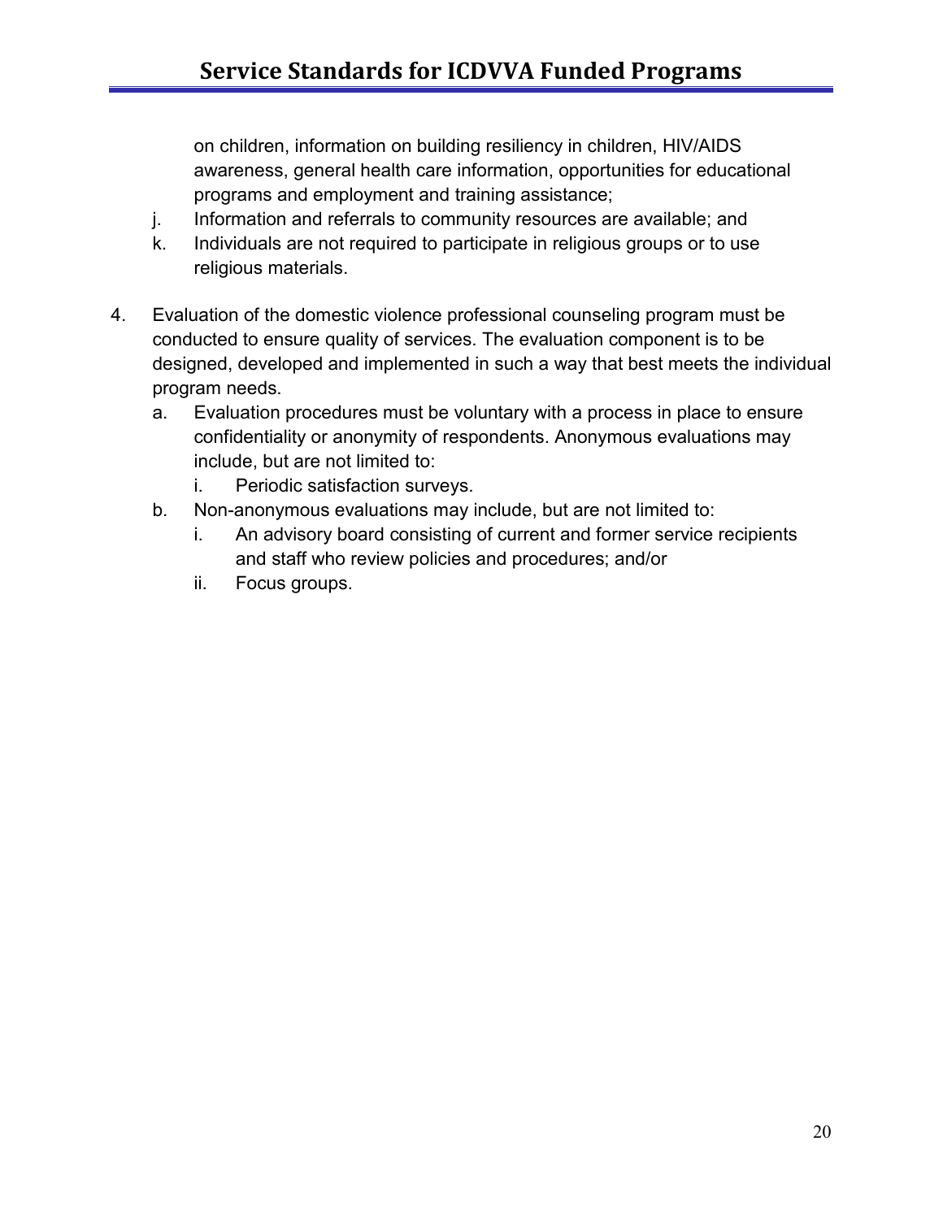on children, information on building resiliency in children, HIV/AIDS awareness, general health care information, opportunities for educational programs and employment and training assistance;

   j. Information and referrals to community resources are available; and
   k. Individuals are not required to participate in religious groups or to use religious materials.

4. Evaluation of the domestic violence professional counseling program must be conducted to ensure quality of services. The evaluation component is to be designed, developed and implemented in such a way that best meets the individual program needs.
   a. Evaluation procedures must be voluntary with a process in place to ensure confidentiality or anonymity of respondents. Anonymous evaluations may include, but are not limited to:
      i. Periodic satisfaction surveys.
   b. Non-anonymous evaluations may include, but are not limited to:
      i. An advisory board consisting of current and former service recipients and staff who review policies and procedures; and/or
      ii. Focus groups.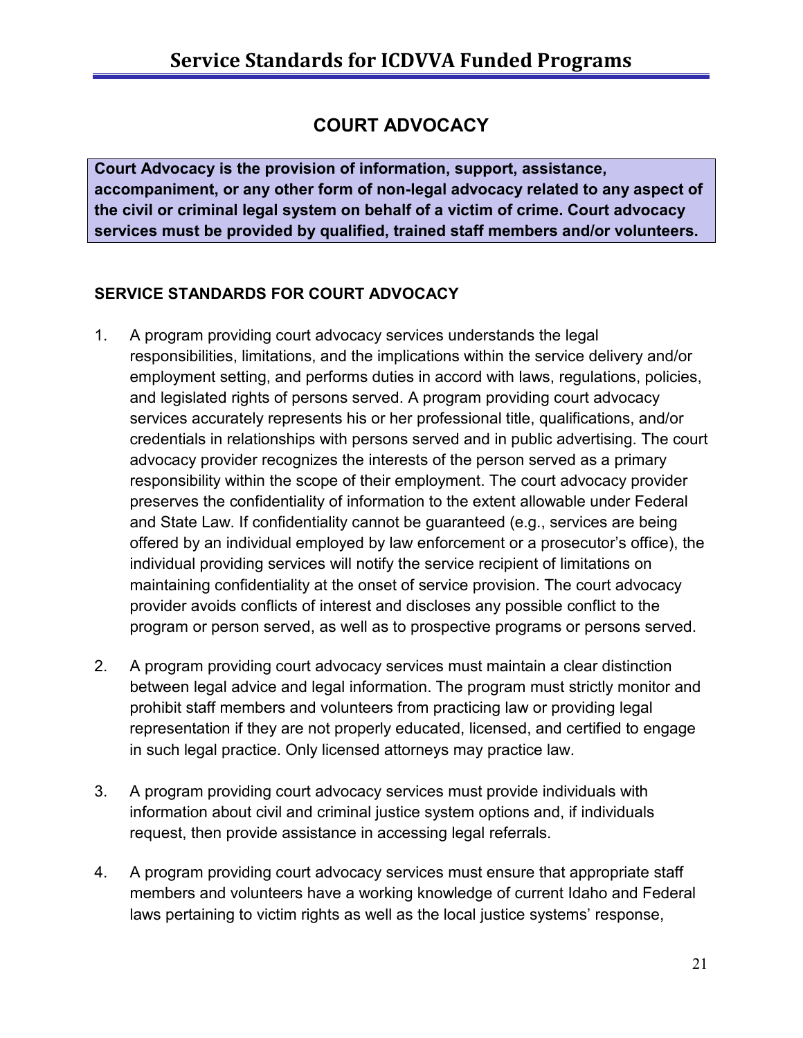## COURT ADVOCACY

**Court Advocacy is the provision of information, support, assistance, accompaniment, or any other form of non-legal advocacy related to any aspect of the civil or criminal legal system on behalf of a victim of crime. Court advocacy services must be provided by qualified, trained staff members and/or volunteers.**

### SERVICE STANDARDS FOR COURT ADVOCACY

1. A program providing court advocacy services understands the legal responsibilities, limitations, and the implications within the service delivery and/or employment setting, and performs duties in accord with laws, regulations, policies, and legislated rights of persons served. A program providing court advocacy services accurately represents his or her professional title, qualifications, and/or credentials in relationships with persons served and in public advertising. The court advocacy provider recognizes the interests of the person served as a primary responsibility within the scope of their employment. The court advocacy provider preserves the confidentiality of information to the extent allowable under Federal and State Law. If confidentiality cannot be guaranteed (e.g., services are being offered by an individual employed by law enforcement or a prosecutor's office), the individual providing services will notify the service recipient of limitations on maintaining confidentiality at the onset of service provision. The court advocacy provider avoids conflicts of interest and discloses any possible conflict to the program or person served, as well as to prospective programs or persons served.

2. A program providing court advocacy services must maintain a clear distinction between legal advice and legal information. The program must strictly monitor and prohibit staff members and volunteers from practicing law or providing legal representation if they are not properly educated, licensed, and certified to engage in such legal practice. Only licensed attorneys may practice law.

3. A program providing court advocacy services must provide individuals with information about civil and criminal justice system options and, if individuals request, then provide assistance in accessing legal referrals.

4. A program providing court advocacy services must ensure that appropriate staff members and volunteers have a working knowledge of current Idaho and Federal laws pertaining to victim rights as well as the local justice systems' response,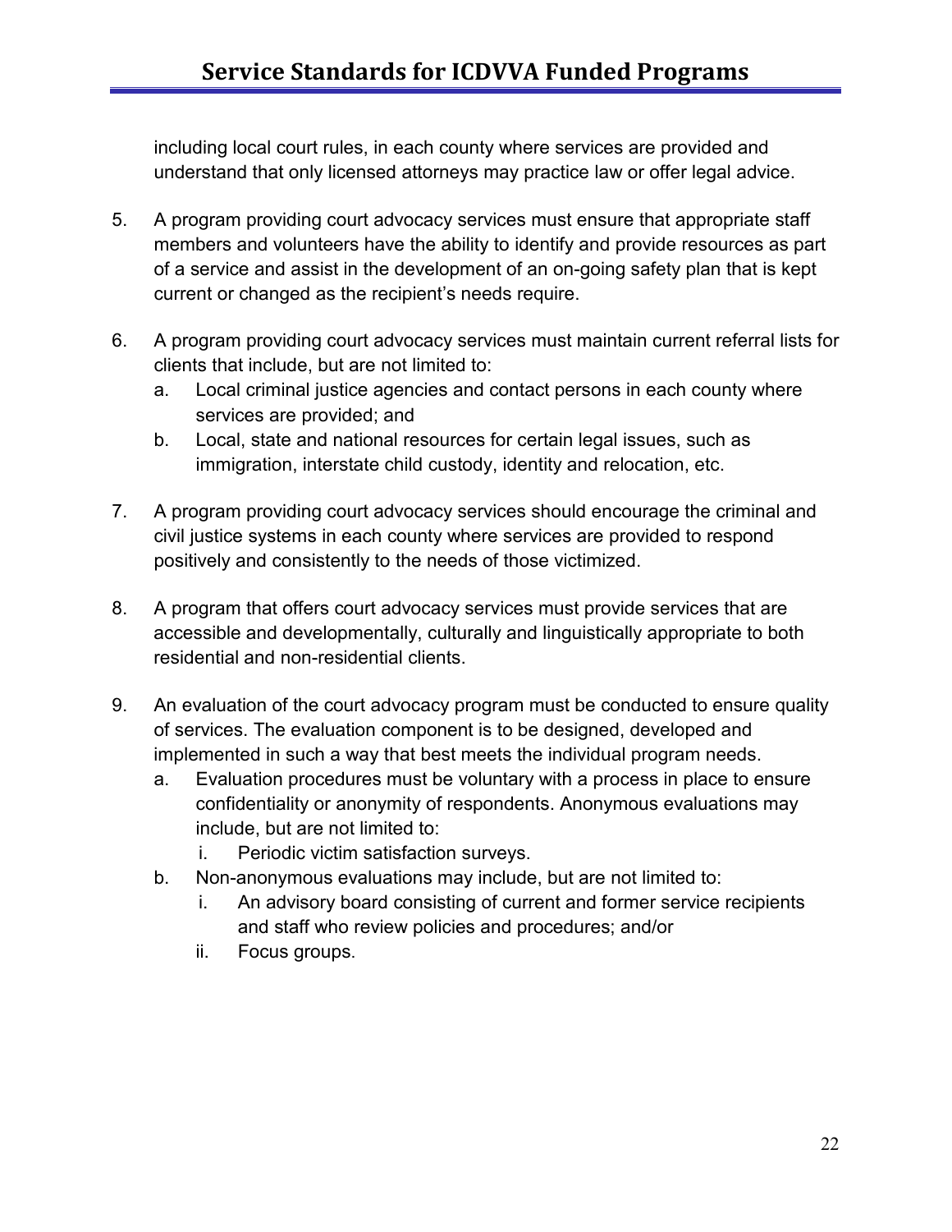including local court rules, in each county where services are provided and understand that only licensed attorneys may practice law or offer legal advice.

5. A program providing court advocacy services must ensure that appropriate staff members and volunteers have the ability to identify and provide resources as part of a service and assist in the development of an on-going safety plan that is kept current or changed as the recipient's needs require.

6. A program providing court advocacy services must maintain current referral lists for clients that include, but are not limited to:
   a. Local criminal justice agencies and contact persons in each county where services are provided; and
   b. Local, state and national resources for certain legal issues, such as immigration, interstate child custody, identity and relocation, etc.

7. A program providing court advocacy services should encourage the criminal and civil justice systems in each county where services are provided to respond positively and consistently to the needs of those victimized.

8. A program that offers court advocacy services must provide services that are accessible and developmentally, culturally and linguistically appropriate to both residential and non-residential clients.

9. An evaluation of the court advocacy program must be conducted to ensure quality of services. The evaluation component is to be designed, developed and implemented in such a way that best meets the individual program needs.
   a. Evaluation procedures must be voluntary with a process in place to ensure confidentiality or anonymity of respondents. Anonymous evaluations may include, but are not limited to:
      i. Periodic victim satisfaction surveys.
   b. Non-anonymous evaluations may include, but are not limited to:
      i. An advisory board consisting of current and former service recipients and staff who review policies and procedures; and/or
      ii. Focus groups.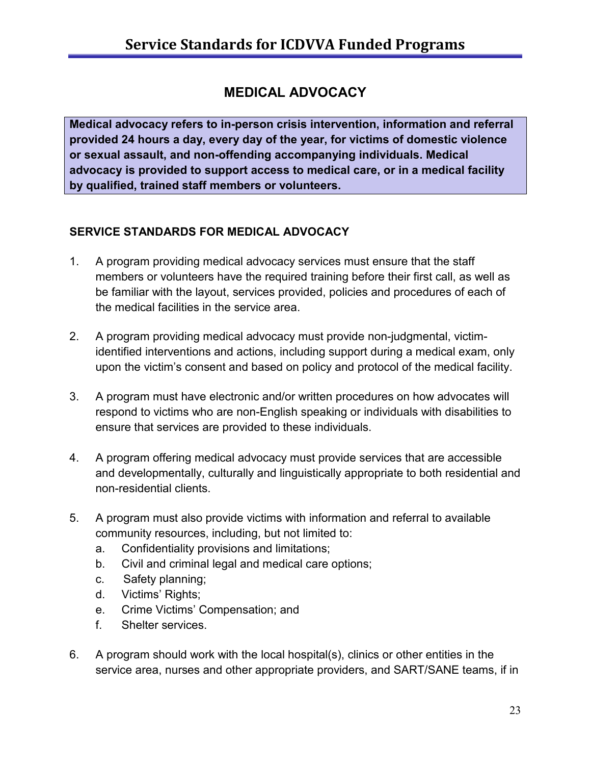## MEDICAL ADVOCACY

**Medical advocacy refers to in-person crisis intervention, information and referral provided 24 hours a day, every day of the year, for victims of domestic violence or sexual assault, and non-offending accompanying individuals. Medical advocacy is provided to support access to medical care, or in a medical facility by qualified, trained staff members or volunteers.**

### SERVICE STANDARDS FOR MEDICAL ADVOCACY

1. A program providing medical advocacy services must ensure that the staff members or volunteers have the required training before their first call, as well as be familiar with the layout, services provided, policies and procedures of each of the medical facilities in the service area.

2. A program providing medical advocacy must provide non-judgmental, victim-identified interventions and actions, including support during a medical exam, only upon the victim's consent and based on policy and protocol of the medical facility.

3. A program must have electronic and/or written procedures on how advocates will respond to victims who are non-English speaking or individuals with disabilities to ensure that services are provided to these individuals.

4. A program offering medical advocacy must provide services that are accessible and developmentally, culturally and linguistically appropriate to both residential and non-residential clients.

5. A program must also provide victims with information and referral to available community resources, including, but not limited to:
   a. Confidentiality provisions and limitations;
   b. Civil and criminal legal and medical care options;
   c. Safety planning;
   d. Victims' Rights;
   e. Crime Victims' Compensation; and
   f. Shelter services.

6. A program should work with the local hospital(s), clinics or other entities in the service area, nurses and other appropriate providers, and SART/SANE teams, if in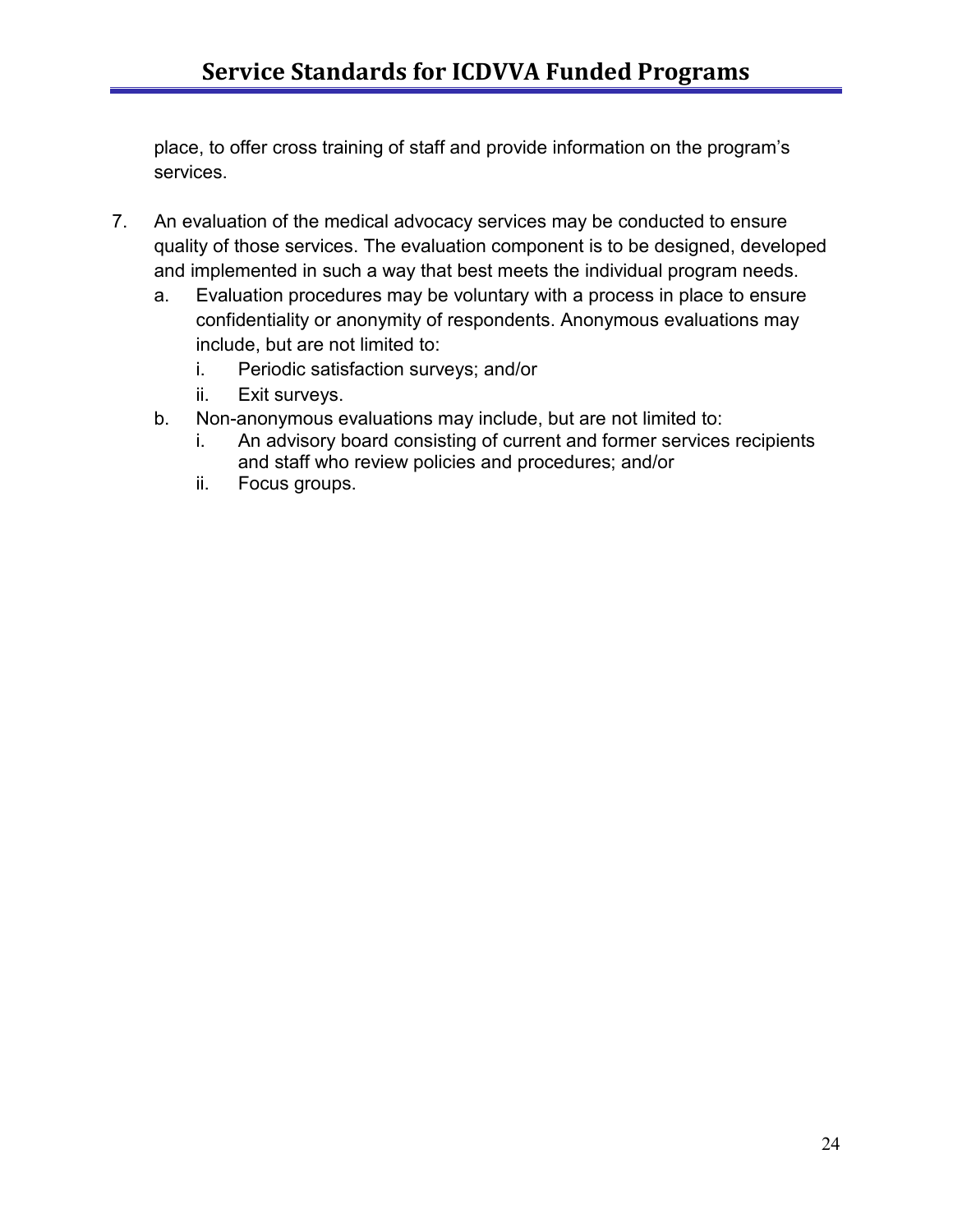place, to offer cross training of staff and provide information on the program's services.

7. An evaluation of the medical advocacy services may be conducted to ensure quality of those services. The evaluation component is to be designed, developed and implemented in such a way that best meets the individual program needs.
   a. Evaluation procedures may be voluntary with a process in place to ensure confidentiality or anonymity of respondents. Anonymous evaluations may include, but are not limited to:
      i. Periodic satisfaction surveys; and/or
      ii. Exit surveys.
   b. Non-anonymous evaluations may include, but are not limited to:
      i. An advisory board consisting of current and former services recipients and staff who review policies and procedures; and/or
      ii. Focus groups.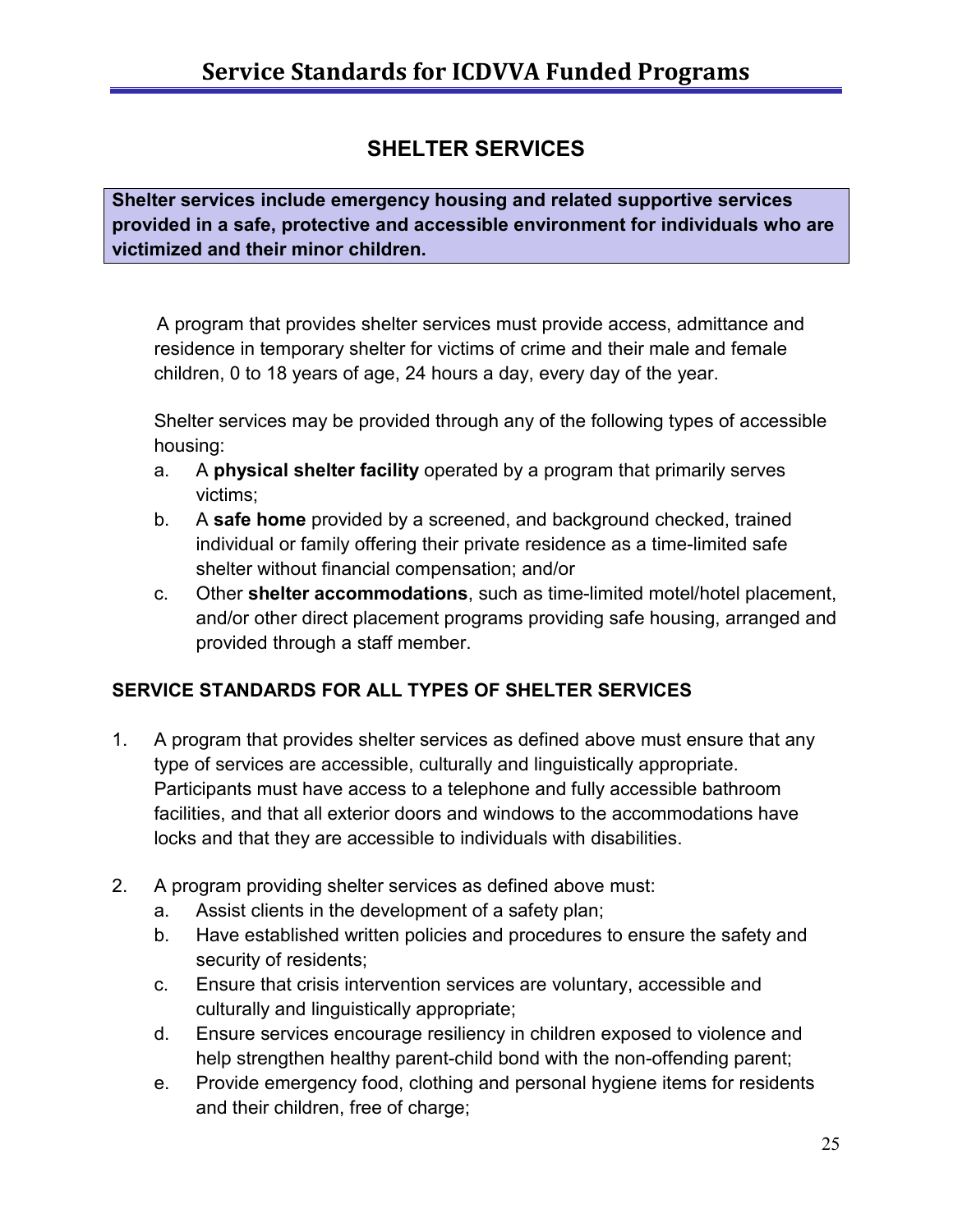## SHELTER SERVICES

**Shelter services include emergency housing and related supportive services provided in a safe, protective and accessible environment for individuals who are victimized and their minor children.**

A program that provides shelter services must provide access, admittance and residence in temporary shelter for victims of crime and their male and female children, 0 to 18 years of age, 24 hours a day, every day of the year.

Shelter services may be provided through any of the following types of accessible housing:

a. A **physical shelter facility** operated by a program that primarily serves victims;
b. A **safe home** provided by a screened, and background checked, trained individual or family offering their private residence as a time-limited safe shelter without financial compensation; and/or
c. Other **shelter accommodations**, such as time-limited motel/hotel placement, and/or other direct placement programs providing safe housing, arranged and provided through a staff member.

### SERVICE STANDARDS FOR ALL TYPES OF SHELTER SERVICES

1. A program that provides shelter services as defined above must ensure that any type of services are accessible, culturally and linguistically appropriate. Participants must have access to a telephone and fully accessible bathroom facilities, and that all exterior doors and windows to the accommodations have locks and that they are accessible to individuals with disabilities.

2. A program providing shelter services as defined above must:
   a. Assist clients in the development of a safety plan;
   b. Have established written policies and procedures to ensure the safety and security of residents;
   c. Ensure that crisis intervention services are voluntary, accessible and culturally and linguistically appropriate;
   d. Ensure services encourage resiliency in children exposed to violence and help strengthen healthy parent-child bond with the non-offending parent;
   e. Provide emergency food, clothing and personal hygiene items for residents and their children, free of charge;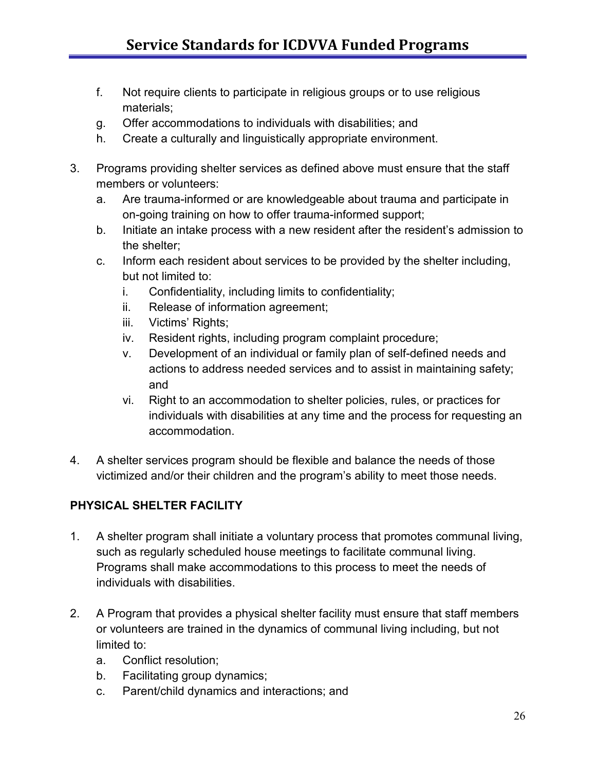f. Not require clients to participate in religious groups or to use religious materials;
g. Offer accommodations to individuals with disabilities; and
h. Create a culturally and linguistically appropriate environment.

3. Programs providing shelter services as defined above must ensure that the staff members or volunteers:
   a. Are trauma-informed or are knowledgeable about trauma and participate in on-going training on how to offer trauma-informed support;
   b. Initiate an intake process with a new resident after the resident's admission to the shelter;
   c. Inform each resident about services to be provided by the shelter including, but not limited to:
      i. Confidentiality, including limits to confidentiality;
      ii. Release of information agreement;
      iii. Victims' Rights;
      iv. Resident rights, including program complaint procedure;
      v. Development of an individual or family plan of self-defined needs and actions to address needed services and to assist in maintaining safety; and
      vi. Right to an accommodation to shelter policies, rules, or practices for individuals with disabilities at any time and the process for requesting an accommodation.

4. A shelter services program should be flexible and balance the needs of those victimized and/or their children and the program's ability to meet those needs.

**PHYSICAL SHELTER FACILITY**

1. A shelter program shall initiate a voluntary process that promotes communal living, such as regularly scheduled house meetings to facilitate communal living. Programs shall make accommodations to this process to meet the needs of individuals with disabilities.

2. A Program that provides a physical shelter facility must ensure that staff members or volunteers are trained in the dynamics of communal living including, but not limited to:
   a. Conflict resolution;
   b. Facilitating group dynamics;
   c. Parent/child dynamics and interactions; and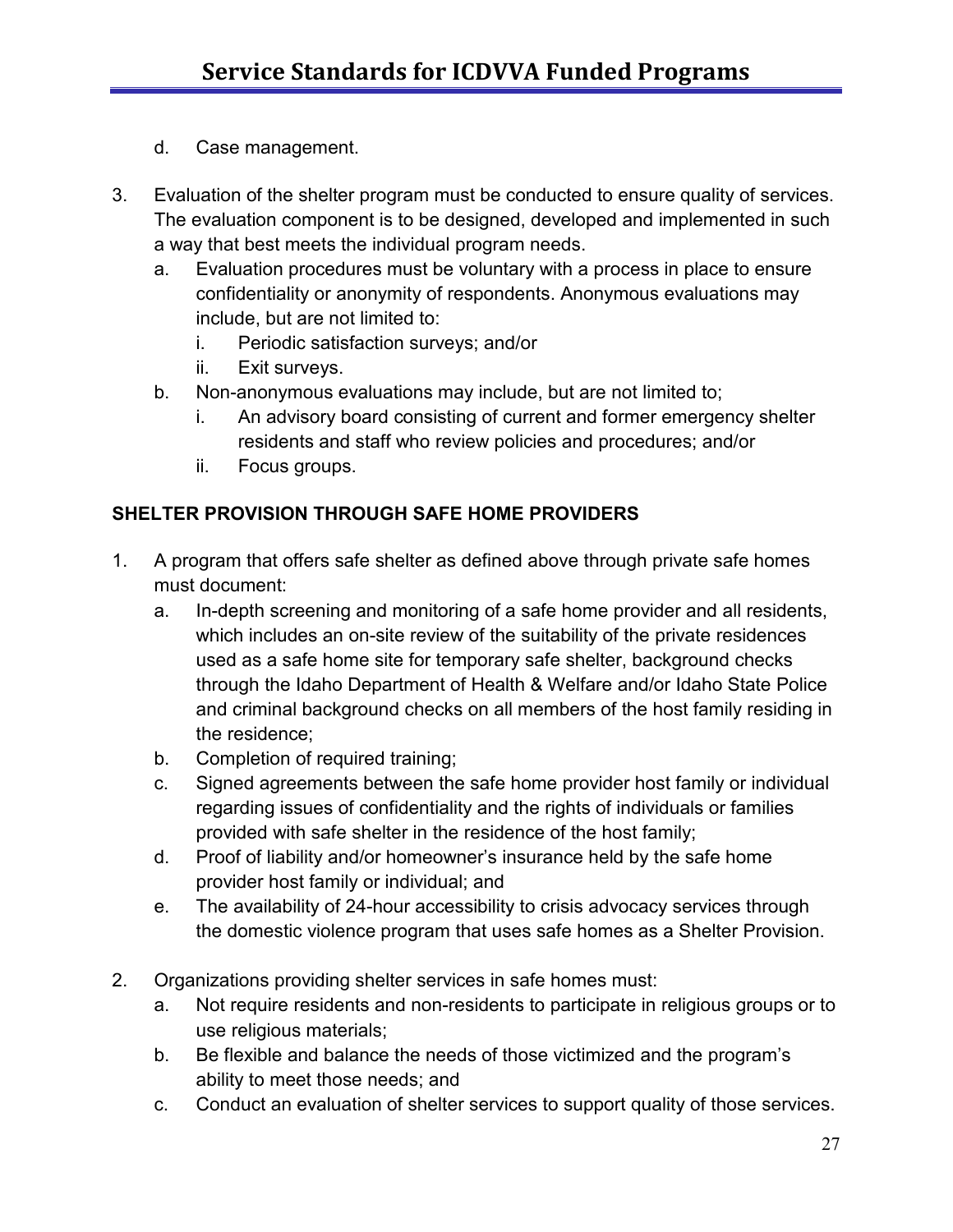d. Case management.

3. Evaluation of the shelter program must be conducted to ensure quality of services. The evaluation component is to be designed, developed and implemented in such a way that best meets the individual program needs.
   a. Evaluation procedures must be voluntary with a process in place to ensure confidentiality or anonymity of respondents. Anonymous evaluations may include, but are not limited to:
      i. Periodic satisfaction surveys; and/or
      ii. Exit surveys.
   b. Non-anonymous evaluations may include, but are not limited to;
      i. An advisory board consisting of current and former emergency shelter residents and staff who review policies and procedures; and/or
      ii. Focus groups.

**SHELTER PROVISION THROUGH SAFE HOME PROVIDERS**

1. A program that offers safe shelter as defined above through private safe homes must document:
   a. In-depth screening and monitoring of a safe home provider and all residents, which includes an on-site review of the suitability of the private residences used as a safe home site for temporary safe shelter, background checks through the Idaho Department of Health & Welfare and/or Idaho State Police and criminal background checks on all members of the host family residing in the residence;
   b. Completion of required training;
   c. Signed agreements between the safe home provider host family or individual regarding issues of confidentiality and the rights of individuals or families provided with safe shelter in the residence of the host family;
   d. Proof of liability and/or homeowner's insurance held by the safe home provider host family or individual; and
   e. The availability of 24-hour accessibility to crisis advocacy services through the domestic violence program that uses safe homes as a Shelter Provision.

2. Organizations providing shelter services in safe homes must:
   a. Not require residents and non-residents to participate in religious groups or to use religious materials;
   b. Be flexible and balance the needs of those victimized and the program's ability to meet those needs; and
   c. Conduct an evaluation of shelter services to support quality of those services.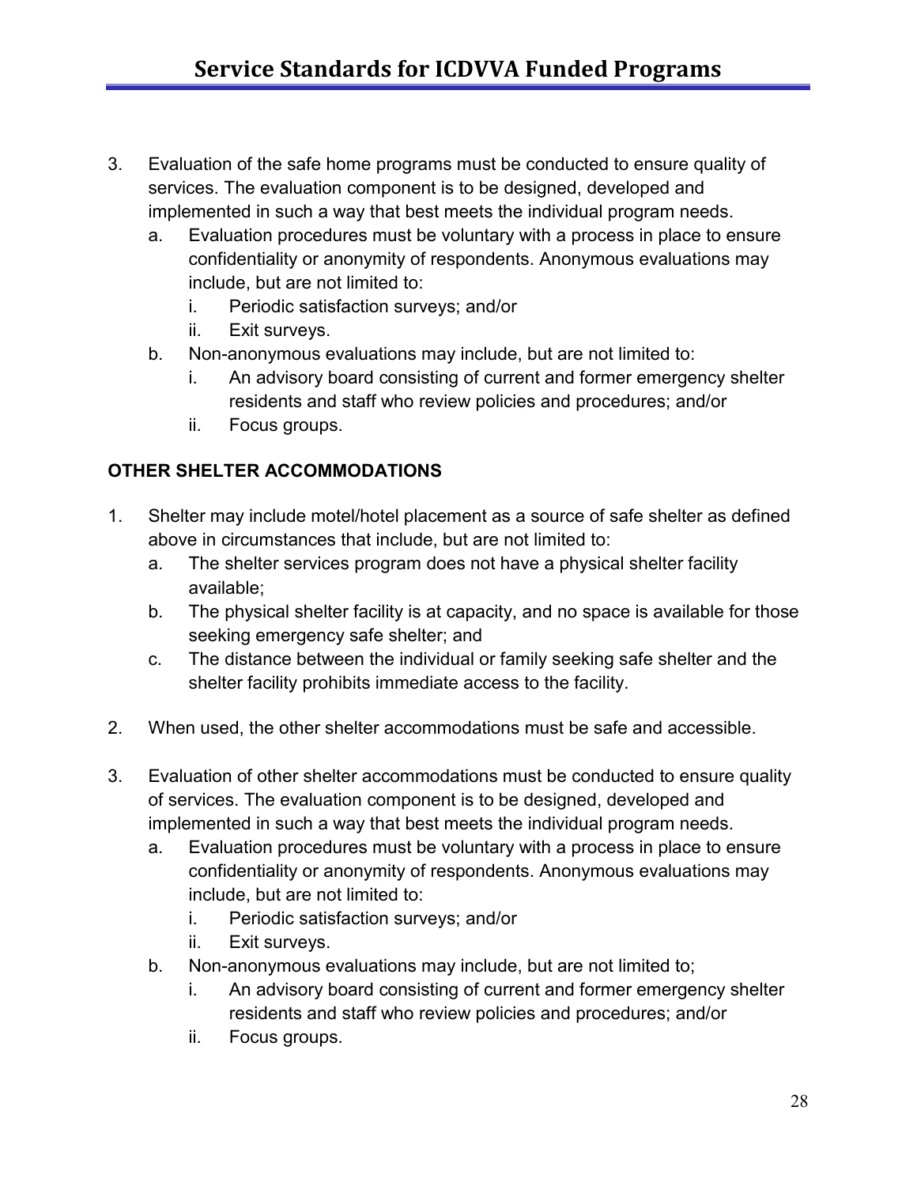3. Evaluation of the safe home programs must be conducted to ensure quality of services. The evaluation component is to be designed, developed and implemented in such a way that best meets the individual program needs.
   a. Evaluation procedures must be voluntary with a process in place to ensure confidentiality or anonymity of respondents. Anonymous evaluations may include, but are not limited to:
      i. Periodic satisfaction surveys; and/or
      ii. Exit surveys.
   b. Non-anonymous evaluations may include, but are not limited to:
      i. An advisory board consisting of current and former emergency shelter residents and staff who review policies and procedures; and/or
      ii. Focus groups.

**OTHER SHELTER ACCOMMODATIONS**

1. Shelter may include motel/hotel placement as a source of safe shelter as defined above in circumstances that include, but are not limited to:
   a. The shelter services program does not have a physical shelter facility available;
   b. The physical shelter facility is at capacity, and no space is available for those seeking emergency safe shelter; and
   c. The distance between the individual or family seeking safe shelter and the shelter facility prohibits immediate access to the facility.

2. When used, the other shelter accommodations must be safe and accessible.

3. Evaluation of other shelter accommodations must be conducted to ensure quality of services. The evaluation component is to be designed, developed and implemented in such a way that best meets the individual program needs.
   a. Evaluation procedures must be voluntary with a process in place to ensure confidentiality or anonymity of respondents. Anonymous evaluations may include, but are not limited to:
      i. Periodic satisfaction surveys; and/or
      ii. Exit surveys.
   b. Non-anonymous evaluations may include, but are not limited to;
      i. An advisory board consisting of current and former emergency shelter residents and staff who review policies and procedures; and/or
      ii. Focus groups.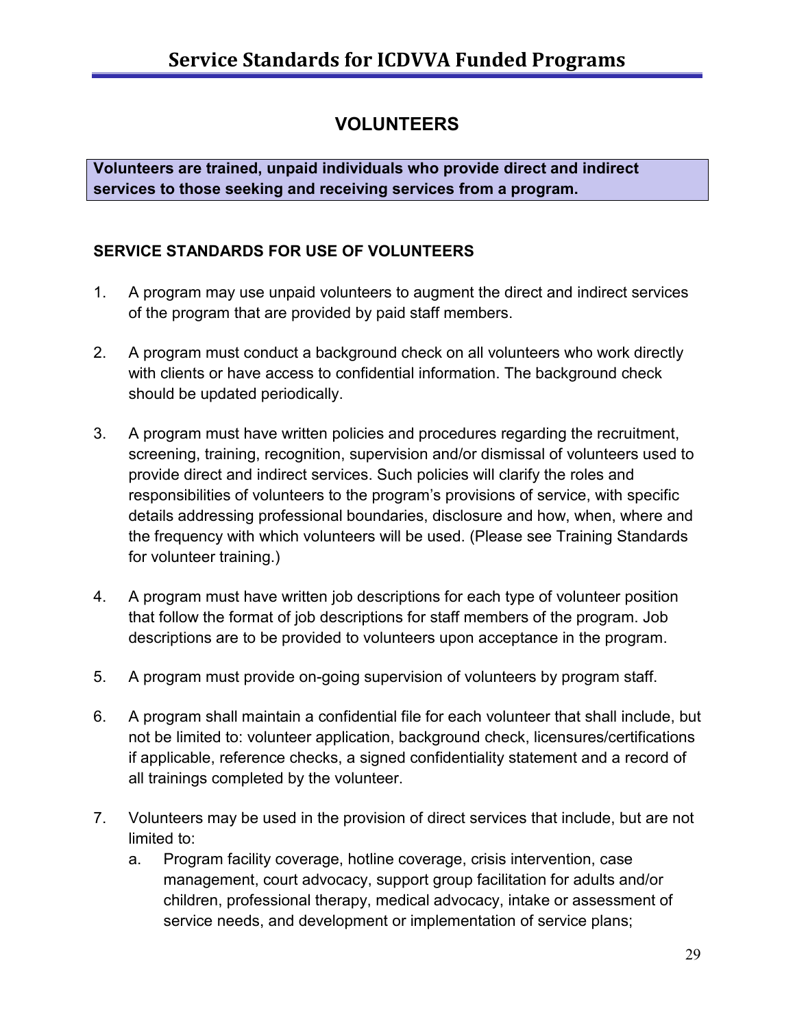## VOLUNTEERS

**Volunteers are trained, unpaid individuals who provide direct and indirect services to those seeking and receiving services from a program.**

### SERVICE STANDARDS FOR USE OF VOLUNTEERS

1. A program may use unpaid volunteers to augment the direct and indirect services of the program that are provided by paid staff members.

2. A program must conduct a background check on all volunteers who work directly with clients or have access to confidential information. The background check should be updated periodically.

3. A program must have written policies and procedures regarding the recruitment, screening, training, recognition, supervision and/or dismissal of volunteers used to provide direct and indirect services. Such policies will clarify the roles and responsibilities of volunteers to the program's provisions of service, with specific details addressing professional boundaries, disclosure and how, when, where and the frequency with which volunteers will be used. (Please see Training Standards for volunteer training.)

4. A program must have written job descriptions for each type of volunteer position that follow the format of job descriptions for staff members of the program. Job descriptions are to be provided to volunteers upon acceptance in the program.

5. A program must provide on-going supervision of volunteers by program staff.

6. A program shall maintain a confidential file for each volunteer that shall include, but not be limited to: volunteer application, background check, licensures/certifications if applicable, reference checks, a signed confidentiality statement and a record of all trainings completed by the volunteer.

7. Volunteers may be used in the provision of direct services that include, but are not limited to:
   a. Program facility coverage, hotline coverage, crisis intervention, case management, court advocacy, support group facilitation for adults and/or children, professional therapy, medical advocacy, intake or assessment of service needs, and development or implementation of service plans;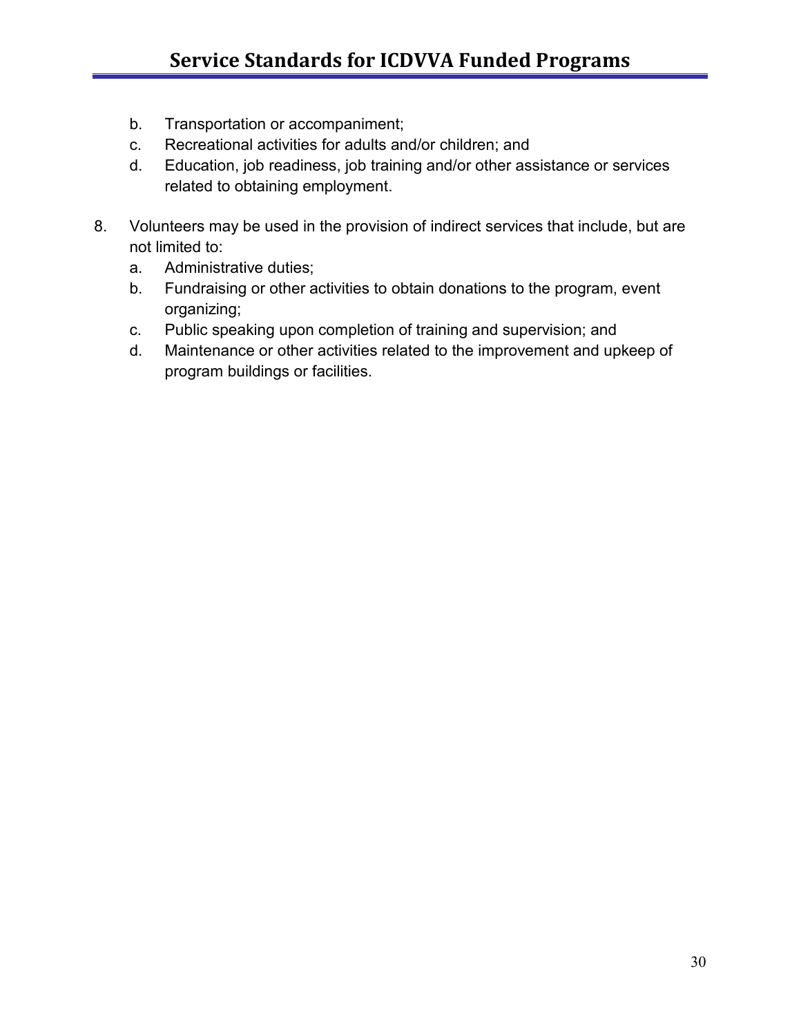b. Transportation or accompaniment;
   c. Recreational activities for adults and/or children; and
   d. Education, job readiness, job training and/or other assistance or services related to obtaining employment.

8. Volunteers may be used in the provision of indirect services that include, but are not limited to:
   a. Administrative duties;
   b. Fundraising or other activities to obtain donations to the program, event organizing;
   c. Public speaking upon completion of training and supervision; and
   d. Maintenance or other activities related to the improvement and upkeep of program buildings or facilities.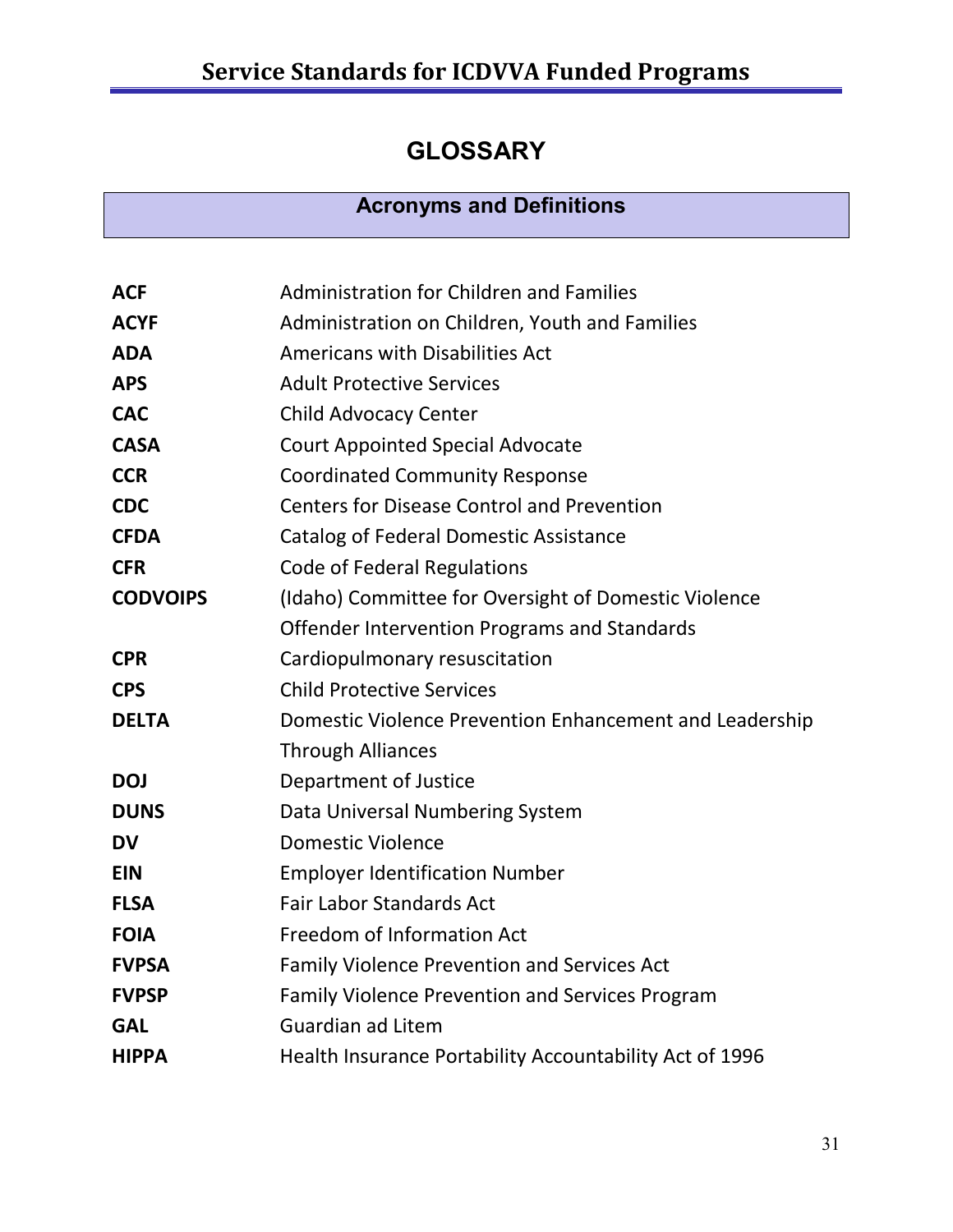# GLOSSARY

## Acronyms and Definitions

| | |
|---|---|
| **ACF** | Administration for Children and Families |
| **ACYF** | Administration on Children, Youth and Families |
| **ADA** | Americans with Disabilities Act |
| **APS** | Adult Protective Services |
| **CAC** | Child Advocacy Center |
| **CASA** | Court Appointed Special Advocate |
| **CCR** | Coordinated Community Response |
| **CDC** | Centers for Disease Control and Prevention |
| **CFDA** | Catalog of Federal Domestic Assistance |
| **CFR** | Code of Federal Regulations |
| **CODVOIPS** | (Idaho) Committee for Oversight of Domestic Violence Offender Intervention Programs and Standards |
| **CPR** | Cardiopulmonary resuscitation |
| **CPS** | Child Protective Services |
| **DELTA** | Domestic Violence Prevention Enhancement and Leadership Through Alliances |
| **DOJ** | Department of Justice |
| **DUNS** | Data Universal Numbering System |
| **DV** | Domestic Violence |
| **EIN** | Employer Identification Number |
| **FLSA** | Fair Labor Standards Act |
| **FOIA** | Freedom of Information Act |
| **FVPSA** | Family Violence Prevention and Services Act |
| **FVPSP** | Family Violence Prevention and Services Program |
| **GAL** | Guardian ad Litem |
| **HIPPA** | Health Insurance Portability Accountability Act of 1996 |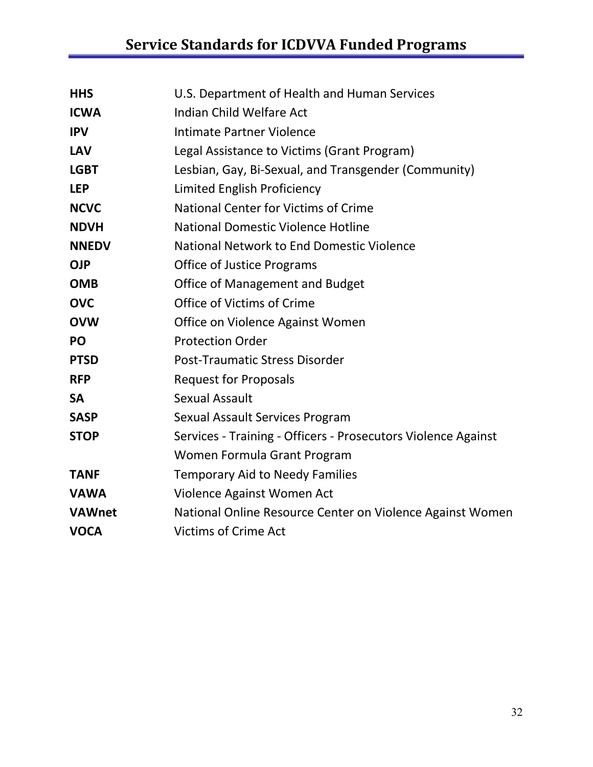| | |
|---|---|
| **HHS** | U.S. Department of Health and Human Services |
| **ICWA** | Indian Child Welfare Act |
| **IPV** | Intimate Partner Violence |
| **LAV** | Legal Assistance to Victims (Grant Program) |
| **LGBT** | Lesbian, Gay, Bi-Sexual, and Transgender (Community) |
| **LEP** | Limited English Proficiency |
| **NCVC** | National Center for Victims of Crime |
| **NDVH** | National Domestic Violence Hotline |
| **NNEDV** | National Network to End Domestic Violence |
| **OJP** | Office of Justice Programs |
| **OMB** | Office of Management and Budget |
| **OVC** | Office of Victims of Crime |
| **OVW** | Office on Violence Against Women |
| **PO** | Protection Order |
| **PTSD** | Post-Traumatic Stress Disorder |
| **RFP** | Request for Proposals |
| **SA** | Sexual Assault |
| **SASP** | Sexual Assault Services Program |
| **STOP** | Services - Training - Officers - Prosecutors Violence Against Women Formula Grant Program |
| **TANF** | Temporary Aid to Needy Families |
| **VAWA** | Violence Against Women Act |
| **VAWnet** | National Online Resource Center on Violence Against Women |
| **VOCA** | Victims of Crime Act |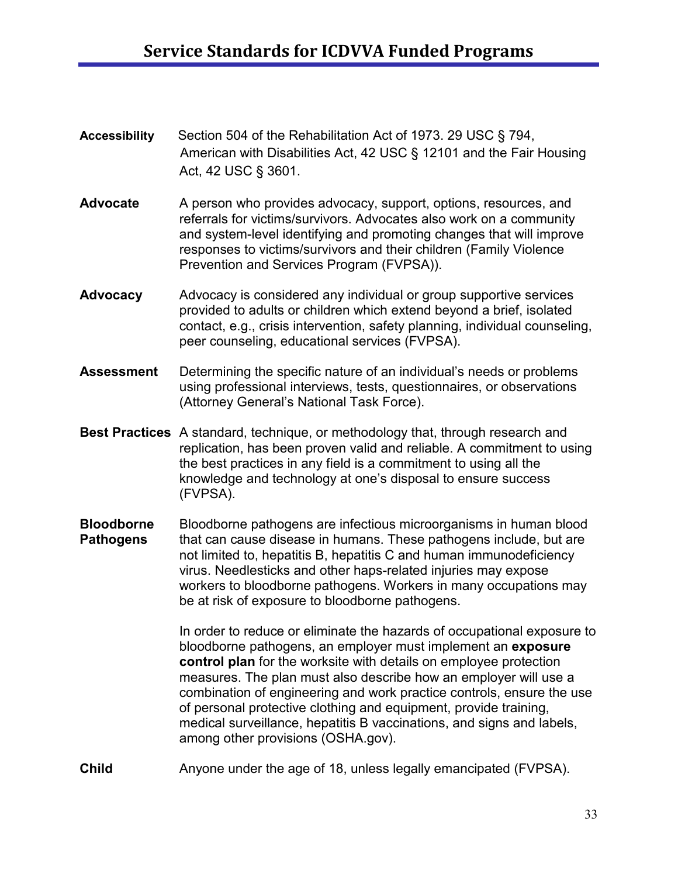**Accessibility** Section 504 of the Rehabilitation Act of 1973. 29 USC § 794, American with Disabilities Act, 42 USC § 12101 and the Fair Housing Act, 42 USC § 3601.

**Advocate** A person who provides advocacy, support, options, resources, and referrals for victims/survivors. Advocates also work on a community and system-level identifying and promoting changes that will improve responses to victims/survivors and their children (Family Violence Prevention and Services Program (FVPSA)).

**Advocacy** Advocacy is considered any individual or group supportive services provided to adults or children which extend beyond a brief, isolated contact, e.g., crisis intervention, safety planning, individual counseling, peer counseling, educational services (FVPSA).

**Assessment** Determining the specific nature of an individual's needs or problems using professional interviews, tests, questionnaires, or observations (Attorney General's National Task Force).

**Best Practices** A standard, technique, or methodology that, through research and replication, has been proven valid and reliable. A commitment to using the best practices in any field is a commitment to using all the knowledge and technology at one's disposal to ensure success (FVPSA).

**Bloodborne Pathogens** Bloodborne pathogens are infectious microorganisms in human blood that can cause disease in humans. These pathogens include, but are not limited to, hepatitis B, hepatitis C and human immunodeficiency virus. Needlesticks and other haps-related injuries may expose workers to bloodborne pathogens. Workers in many occupations may be at risk of exposure to bloodborne pathogens.

In order to reduce or eliminate the hazards of occupational exposure to bloodborne pathogens, an employer must implement an **exposure control plan** for the worksite with details on employee protection measures. The plan must also describe how an employer will use a combination of engineering and work practice controls, ensure the use of personal protective clothing and equipment, provide training, medical surveillance, hepatitis B vaccinations, and signs and labels, among other provisions (OSHA.gov).

**Child** Anyone under the age of 18, unless legally emancipated (FVPSA).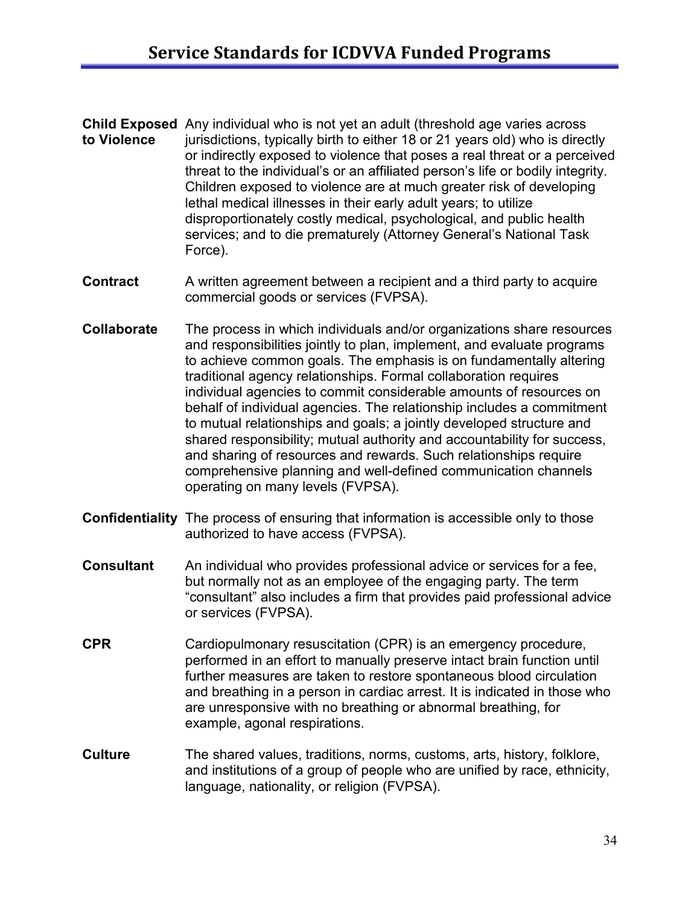**Child Exposed to Violence** Any individual who is not yet an adult (threshold age varies across jurisdictions, typically birth to either 18 or 21 years old) who is directly or indirectly exposed to violence that poses a real threat or a perceived threat to the individual's or an affiliated person's life or bodily integrity. Children exposed to violence are at much greater risk of developing lethal medical illnesses in their early adult years; to utilize disproportionately costly medical, psychological, and public health services; and to die prematurely (Attorney General's National Task Force).

**Contract** A written agreement between a recipient and a third party to acquire commercial goods or services (FVPSA).

**Collaborate** The process in which individuals and/or organizations share resources and responsibilities jointly to plan, implement, and evaluate programs to achieve common goals. The emphasis is on fundamentally altering traditional agency relationships. Formal collaboration requires individual agencies to commit considerable amounts of resources on behalf of individual agencies. The relationship includes a commitment to mutual relationships and goals; a jointly developed structure and shared responsibility; mutual authority and accountability for success, and sharing of resources and rewards. Such relationships require comprehensive planning and well-defined communication channels operating on many levels (FVPSA).

**Confidentiality** The process of ensuring that information is accessible only to those authorized to have access (FVPSA).

**Consultant** An individual who provides professional advice or services for a fee, but normally not as an employee of the engaging party. The term "consultant" also includes a firm that provides paid professional advice or services (FVPSA).

**CPR** Cardiopulmonary resuscitation (CPR) is an emergency procedure, performed in an effort to manually preserve intact brain function until further measures are taken to restore spontaneous blood circulation and breathing in a person in cardiac arrest. It is indicated in those who are unresponsive with no breathing or abnormal breathing, for example, agonal respirations.

**Culture** The shared values, traditions, norms, customs, arts, history, folklore, and institutions of a group of people who are unified by race, ethnicity, language, nationality, or religion (FVPSA).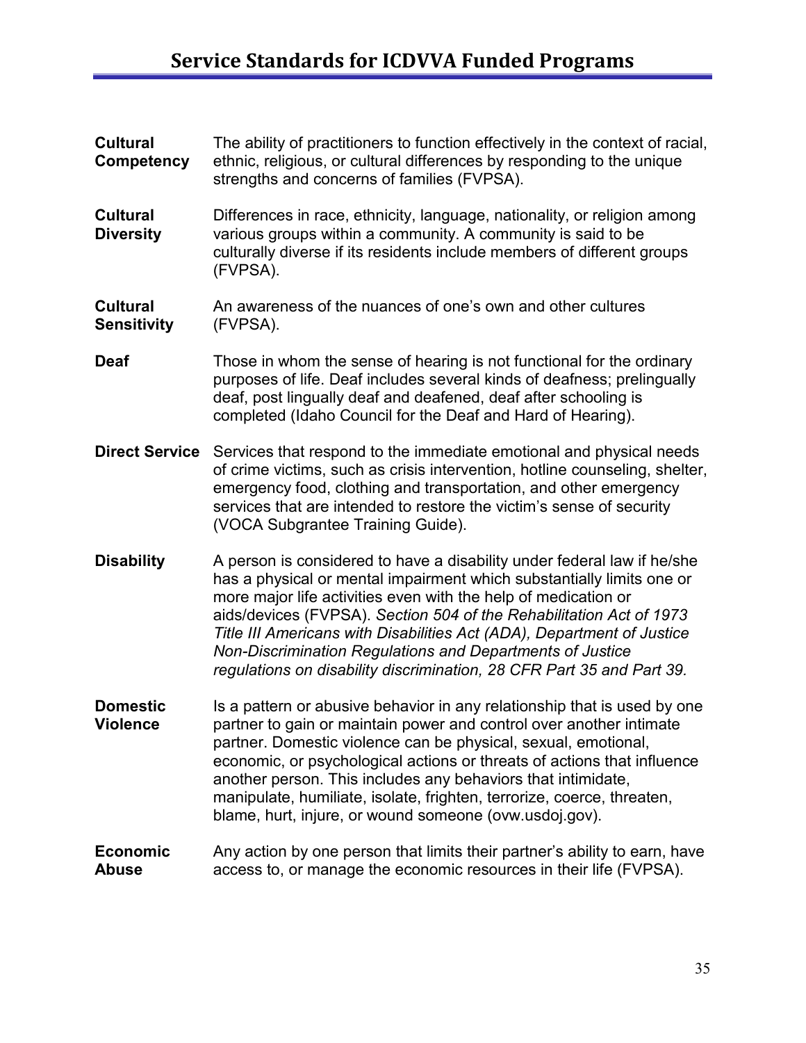**Cultural Competency** The ability of practitioners to function effectively in the context of racial, ethnic, religious, or cultural differences by responding to the unique strengths and concerns of families (FVPSA).

**Cultural Diversity** Differences in race, ethnicity, language, nationality, or religion among various groups within a community. A community is said to be culturally diverse if its residents include members of different groups (FVPSA).

**Cultural Sensitivity** An awareness of the nuances of one's own and other cultures (FVPSA).

**Deaf** Those in whom the sense of hearing is not functional for the ordinary purposes of life. Deaf includes several kinds of deafness; prelingually deaf, post lingually deaf and deafened, deaf after schooling is completed (Idaho Council for the Deaf and Hard of Hearing).

**Direct Service** Services that respond to the immediate emotional and physical needs of crime victims, such as crisis intervention, hotline counseling, shelter, emergency food, clothing and transportation, and other emergency services that are intended to restore the victim's sense of security (VOCA Subgrantee Training Guide).

**Disability** A person is considered to have a disability under federal law if he/she has a physical or mental impairment which substantially limits one or more major life activities even with the help of medication or aids/devices (FVPSA). *Section 504 of the Rehabilitation Act of 1973 Title III Americans with Disabilities Act (ADA), Department of Justice Non-Discrimination Regulations and Departments of Justice regulations on disability discrimination, 28 CFR Part 35 and Part 39.*

**Domestic Violence** Is a pattern or abusive behavior in any relationship that is used by one partner to gain or maintain power and control over another intimate partner. Domestic violence can be physical, sexual, emotional, economic, or psychological actions or threats of actions that influence another person. This includes any behaviors that intimidate, manipulate, humiliate, isolate, frighten, terrorize, coerce, threaten, blame, hurt, injure, or wound someone (ovw.usdoj.gov).

**Economic Abuse** Any action by one person that limits their partner's ability to earn, have access to, or manage the economic resources in their life (FVPSA).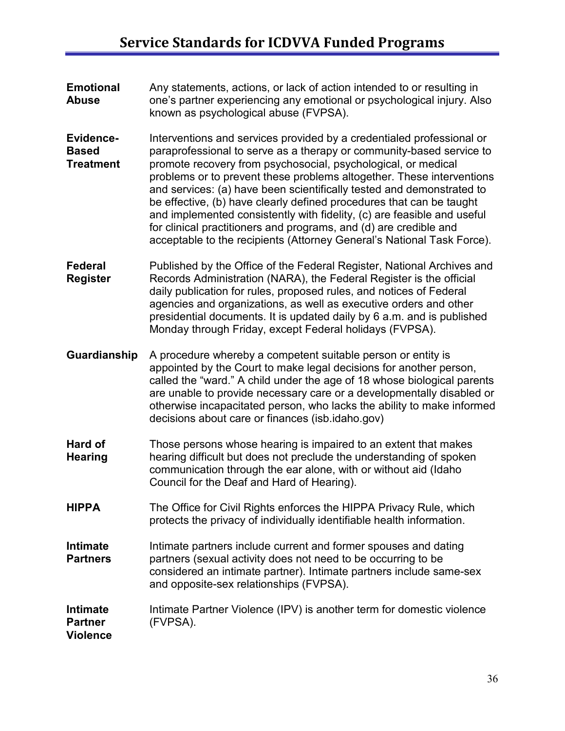**Emotional Abuse** — Any statements, actions, or lack of action intended to or resulting in one's partner experiencing any emotional or psychological injury. Also known as psychological abuse (FVPSA).

**Evidence-Based Treatment** — Interventions and services provided by a credentialed professional or paraprofessional to serve as a therapy or community-based service to promote recovery from psychosocial, psychological, or medical problems or to prevent these problems altogether. These interventions and services: (a) have been scientifically tested and demonstrated to be effective, (b) have clearly defined procedures that can be taught and implemented consistently with fidelity, (c) are feasible and useful for clinical practitioners and programs, and (d) are credible and acceptable to the recipients (Attorney General's National Task Force).

**Federal Register** — Published by the Office of the Federal Register, National Archives and Records Administration (NARA), the Federal Register is the official daily publication for rules, proposed rules, and notices of Federal agencies and organizations, as well as executive orders and other presidential documents. It is updated daily by 6 a.m. and is published Monday through Friday, except Federal holidays (FVPSA).

**Guardianship** — A procedure whereby a competent suitable person or entity is appointed by the Court to make legal decisions for another person, called the "ward." A child under the age of 18 whose biological parents are unable to provide necessary care or a developmentally disabled or otherwise incapacitated person, who lacks the ability to make informed decisions about care or finances (isb.idaho.gov)

**Hard of Hearing** — Those persons whose hearing is impaired to an extent that makes hearing difficult but does not preclude the understanding of spoken communication through the ear alone, with or without aid (Idaho Council for the Deaf and Hard of Hearing).

**HIPPA** — The Office for Civil Rights enforces the HIPPA Privacy Rule, which protects the privacy of individually identifiable health information.

**Intimate Partners** — Intimate partners include current and former spouses and dating partners (sexual activity does not need to be occurring to be considered an intimate partner). Intimate partners include same-sex and opposite-sex relationships (FVPSA).

**Intimate Partner Violence** — Intimate Partner Violence (IPV) is another term for domestic violence (FVPSA).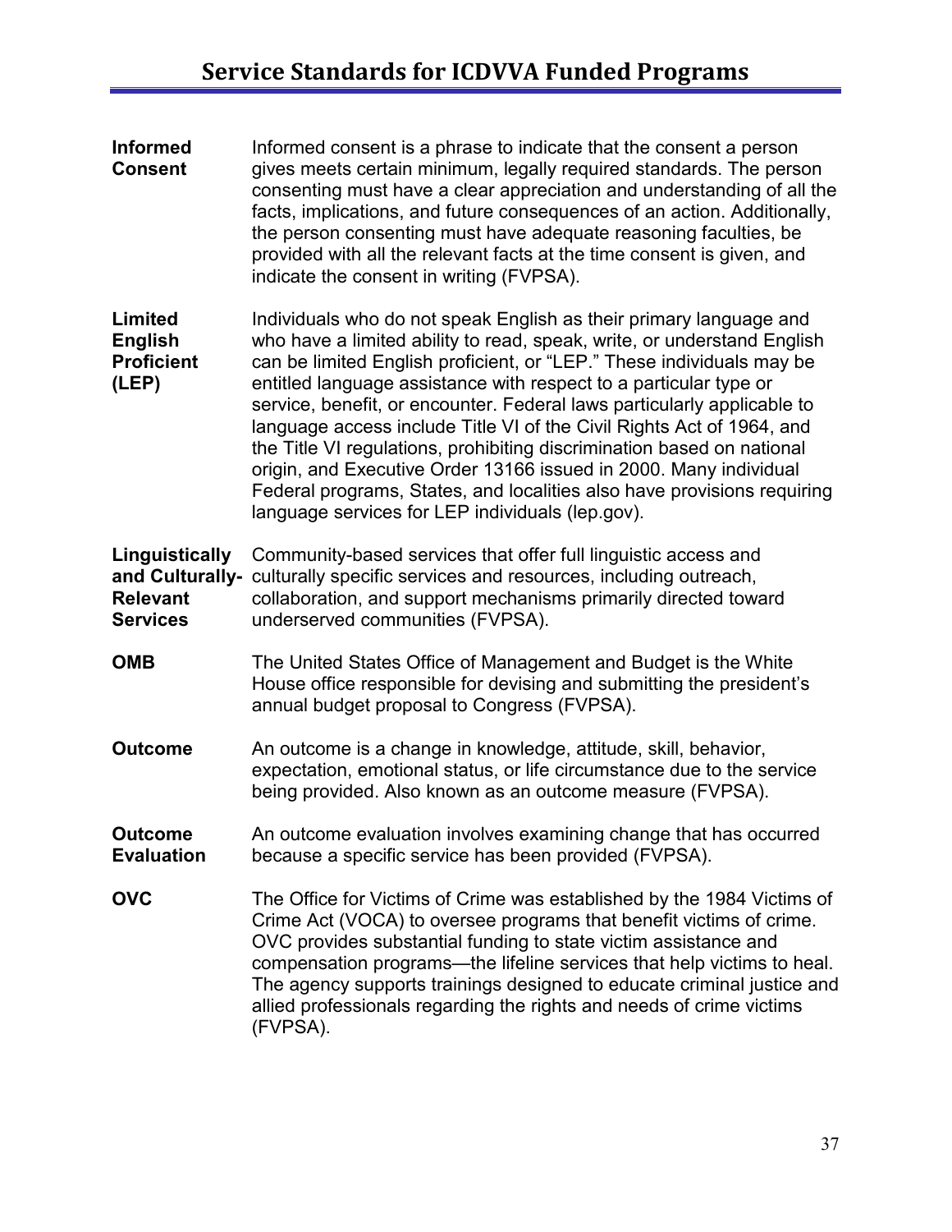**Informed Consent** Informed consent is a phrase to indicate that the consent a person gives meets certain minimum, legally required standards. The person consenting must have a clear appreciation and understanding of all the facts, implications, and future consequences of an action. Additionally, the person consenting must have adequate reasoning faculties, be provided with all the relevant facts at the time consent is given, and indicate the consent in writing (FVPSA).

**Limited English Proficient (LEP)** Individuals who do not speak English as their primary language and who have a limited ability to read, speak, write, or understand English can be limited English proficient, or "LEP." These individuals may be entitled language assistance with respect to a particular type or service, benefit, or encounter. Federal laws particularly applicable to language access include Title VI of the Civil Rights Act of 1964, and the Title VI regulations, prohibiting discrimination based on national origin, and Executive Order 13166 issued in 2000. Many individual Federal programs, States, and localities also have provisions requiring language services for LEP individuals (lep.gov).

**Linguistically and Culturally-Relevant Services** Community-based services that offer full linguistic access and culturally specific services and resources, including outreach, collaboration, and support mechanisms primarily directed toward underserved communities (FVPSA).

**OMB** The United States Office of Management and Budget is the White House office responsible for devising and submitting the president's annual budget proposal to Congress (FVPSA).

**Outcome** An outcome is a change in knowledge, attitude, skill, behavior, expectation, emotional status, or life circumstance due to the service being provided. Also known as an outcome measure (FVPSA).

**Outcome Evaluation** An outcome evaluation involves examining change that has occurred because a specific service has been provided (FVPSA).

**OVC** The Office for Victims of Crime was established by the 1984 Victims of Crime Act (VOCA) to oversee programs that benefit victims of crime. OVC provides substantial funding to state victim assistance and compensation programs—the lifeline services that help victims to heal. The agency supports trainings designed to educate criminal justice and allied professionals regarding the rights and needs of crime victims (FVPSA).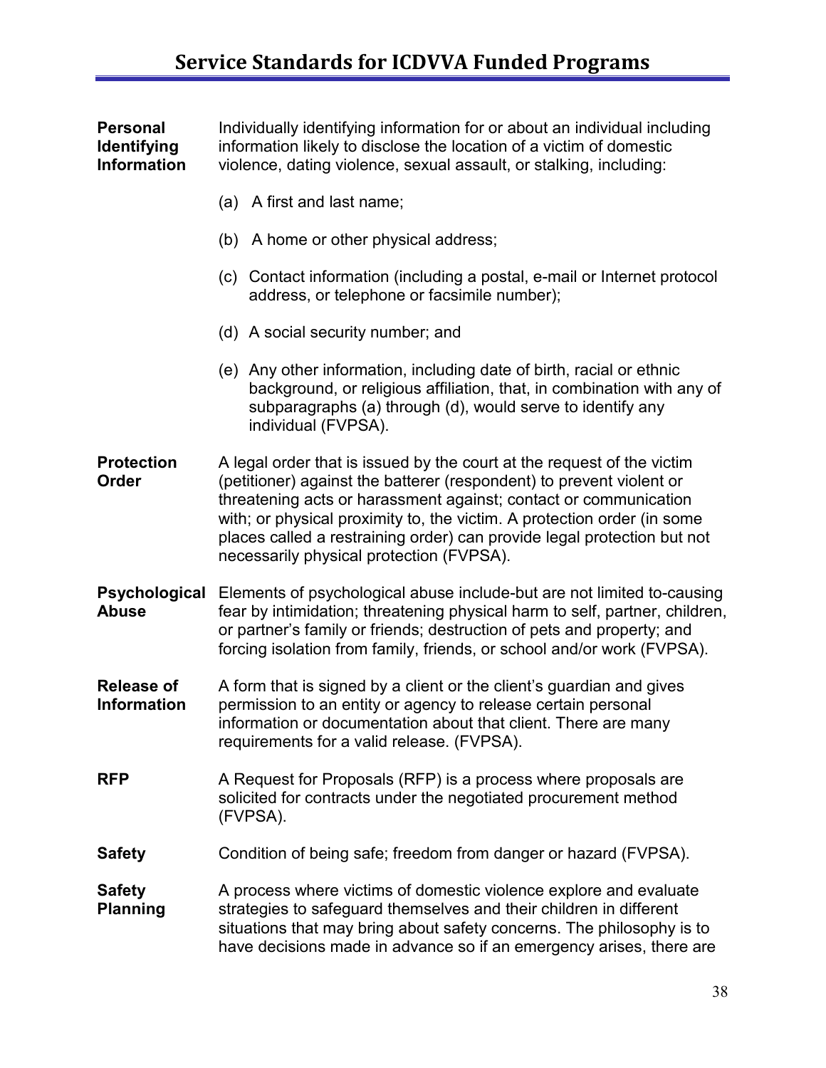**Personal Identifying Information**: Individually identifying information for or about an individual including information likely to disclose the location of a victim of domestic violence, dating violence, sexual assault, or stalking, including:

(a) A first and last name;

(b) A home or other physical address;

(c) Contact information (including a postal, e-mail or Internet protocol address, or telephone or facsimile number);

(d) A social security number; and

(e) Any other information, including date of birth, racial or ethnic background, or religious affiliation, that, in combination with any of subparagraphs (a) through (d), would serve to identify any individual (FVPSA).

**Protection Order**: A legal order that is issued by the court at the request of the victim (petitioner) against the batterer (respondent) to prevent violent or threatening acts or harassment against; contact or communication with; or physical proximity to, the victim. A protection order (in some places called a restraining order) can provide legal protection but not necessarily physical protection (FVPSA).

**Psychological Abuse**: Elements of psychological abuse include-but are not limited to-causing fear by intimidation; threatening physical harm to self, partner, children, or partner's family or friends; destruction of pets and property; and forcing isolation from family, friends, or school and/or work (FVPSA).

**Release of Information**: A form that is signed by a client or the client's guardian and gives permission to an entity or agency to release certain personal information or documentation about that client. There are many requirements for a valid release. (FVPSA).

**RFP**: A Request for Proposals (RFP) is a process where proposals are solicited for contracts under the negotiated procurement method (FVPSA).

**Safety**: Condition of being safe; freedom from danger or hazard (FVPSA).

**Safety Planning**: A process where victims of domestic violence explore and evaluate strategies to safeguard themselves and their children in different situations that may bring about safety concerns. The philosophy is to have decisions made in advance so if an emergency arises, there are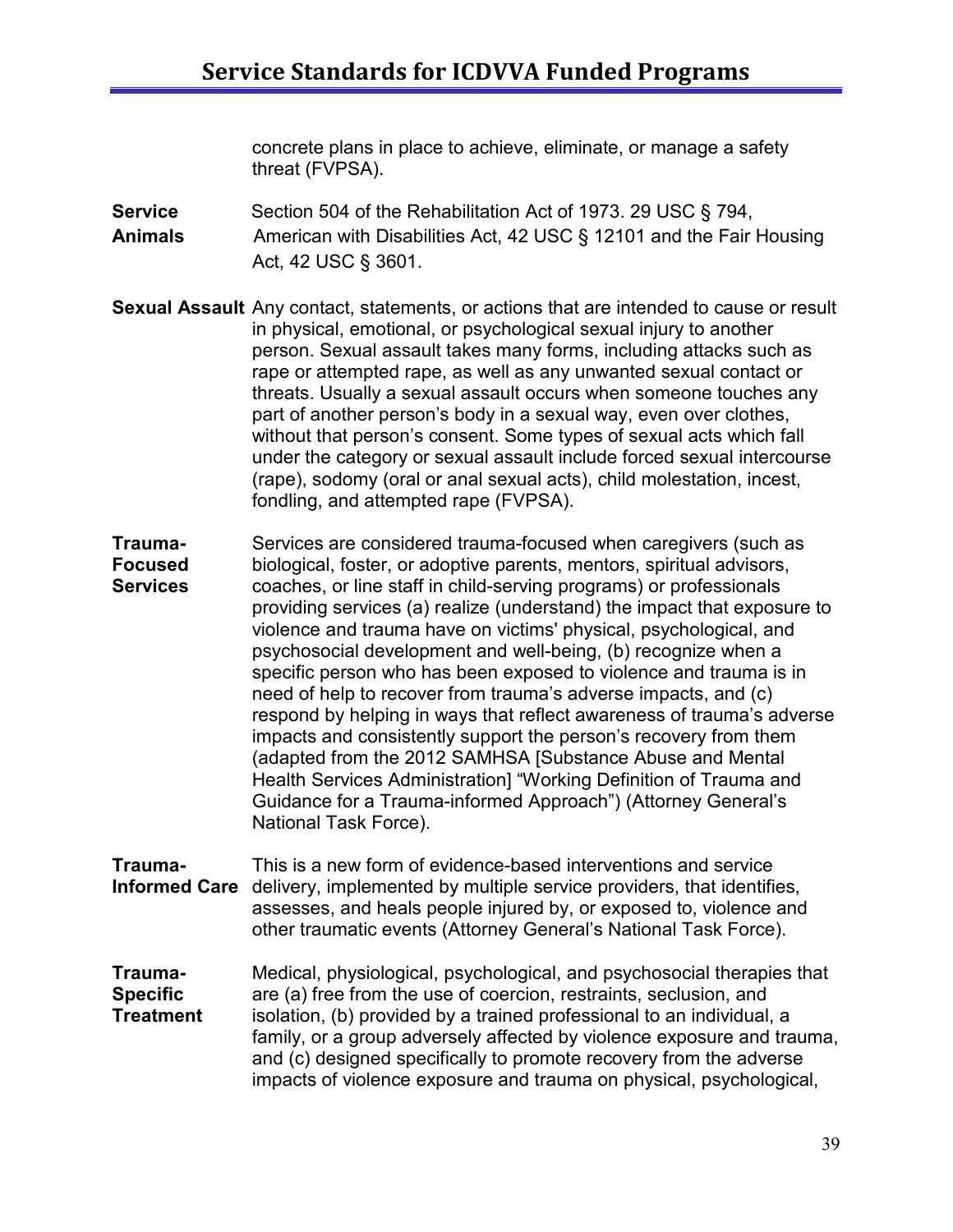concrete plans in place to achieve, eliminate, or manage a safety threat (FVPSA).

**Service Animals** Section 504 of the Rehabilitation Act of 1973. 29 USC § 794, American with Disabilities Act, 42 USC § 12101 and the Fair Housing Act, 42 USC § 3601.

**Sexual Assault** Any contact, statements, or actions that are intended to cause or result in physical, emotional, or psychological sexual injury to another person. Sexual assault takes many forms, including attacks such as rape or attempted rape, as well as any unwanted sexual contact or threats. Usually a sexual assault occurs when someone touches any part of another person's body in a sexual way, even over clothes, without that person's consent. Some types of sexual acts which fall under the category or sexual assault include forced sexual intercourse (rape), sodomy (oral or anal sexual acts), child molestation, incest, fondling, and attempted rape (FVPSA).

**Trauma-Focused Services** Services are considered trauma-focused when caregivers (such as biological, foster, or adoptive parents, mentors, spiritual advisors, coaches, or line staff in child-serving programs) or professionals providing services (a) realize (understand) the impact that exposure to violence and trauma have on victims' physical, psychological, and psychosocial development and well-being, (b) recognize when a specific person who has been exposed to violence and trauma is in need of help to recover from trauma's adverse impacts, and (c) respond by helping in ways that reflect awareness of trauma's adverse impacts and consistently support the person's recovery from them (adapted from the 2012 SAMHSA [Substance Abuse and Mental Health Services Administration] "Working Definition of Trauma and Guidance for a Trauma-informed Approach") (Attorney General's National Task Force).

**Trauma-Informed Care** This is a new form of evidence-based interventions and service delivery, implemented by multiple service providers, that identifies, assesses, and heals people injured by, or exposed to, violence and other traumatic events (Attorney General's National Task Force).

**Trauma-Specific Treatment** Medical, physiological, psychological, and psychosocial therapies that are (a) free from the use of coercion, restraints, seclusion, and isolation, (b) provided by a trained professional to an individual, a family, or a group adversely affected by violence exposure and trauma, and (c) designed specifically to promote recovery from the adverse impacts of violence exposure and trauma on physical, psychological,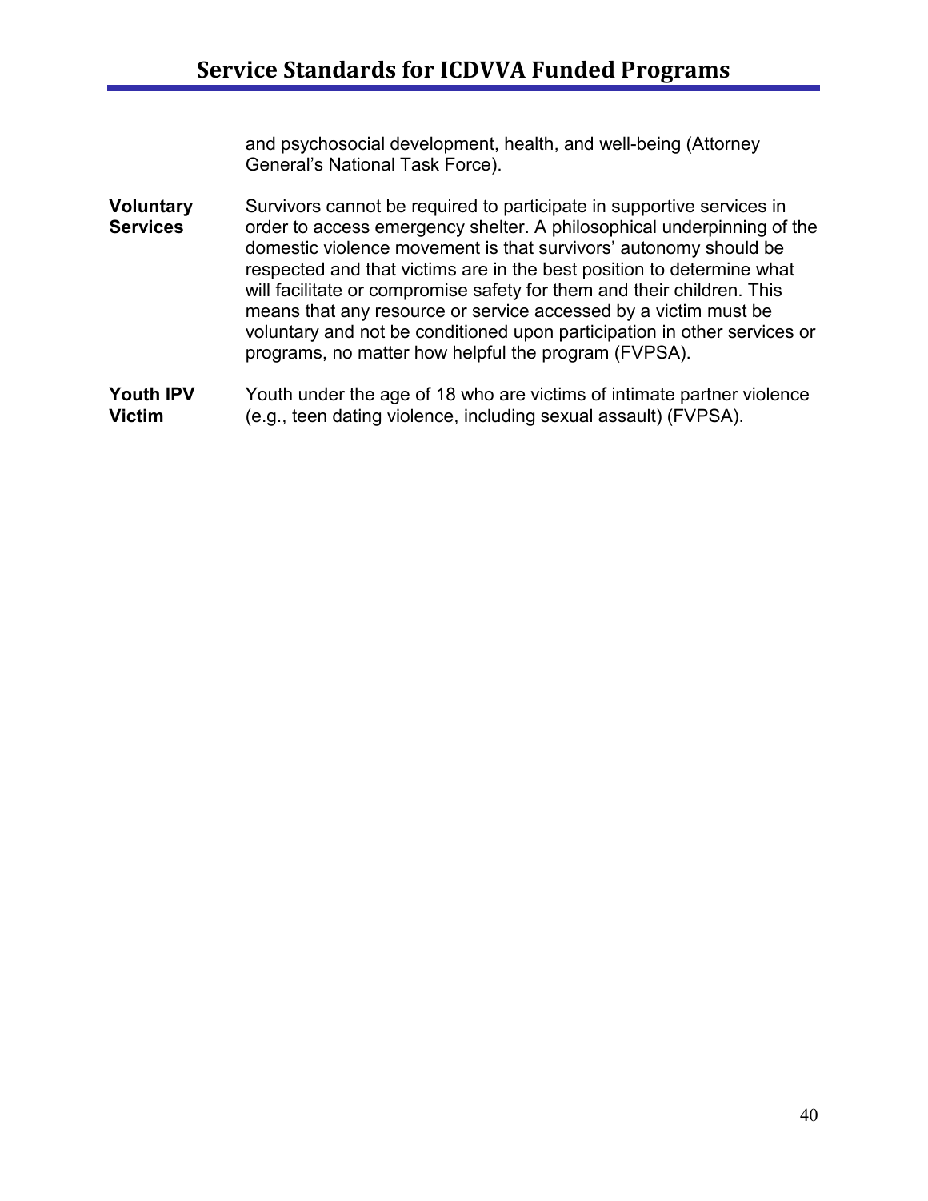and psychosocial development, health, and well-being (Attorney General's National Task Force).

**Voluntary Services** Survivors cannot be required to participate in supportive services in order to access emergency shelter. A philosophical underpinning of the domestic violence movement is that survivors' autonomy should be respected and that victims are in the best position to determine what will facilitate or compromise safety for them and their children. This means that any resource or service accessed by a victim must be voluntary and not be conditioned upon participation in other services or programs, no matter how helpful the program (FVPSA).

**Youth IPV Victim** Youth under the age of 18 who are victims of intimate partner violence (e.g., teen dating violence, including sexual assault) (FVPSA).